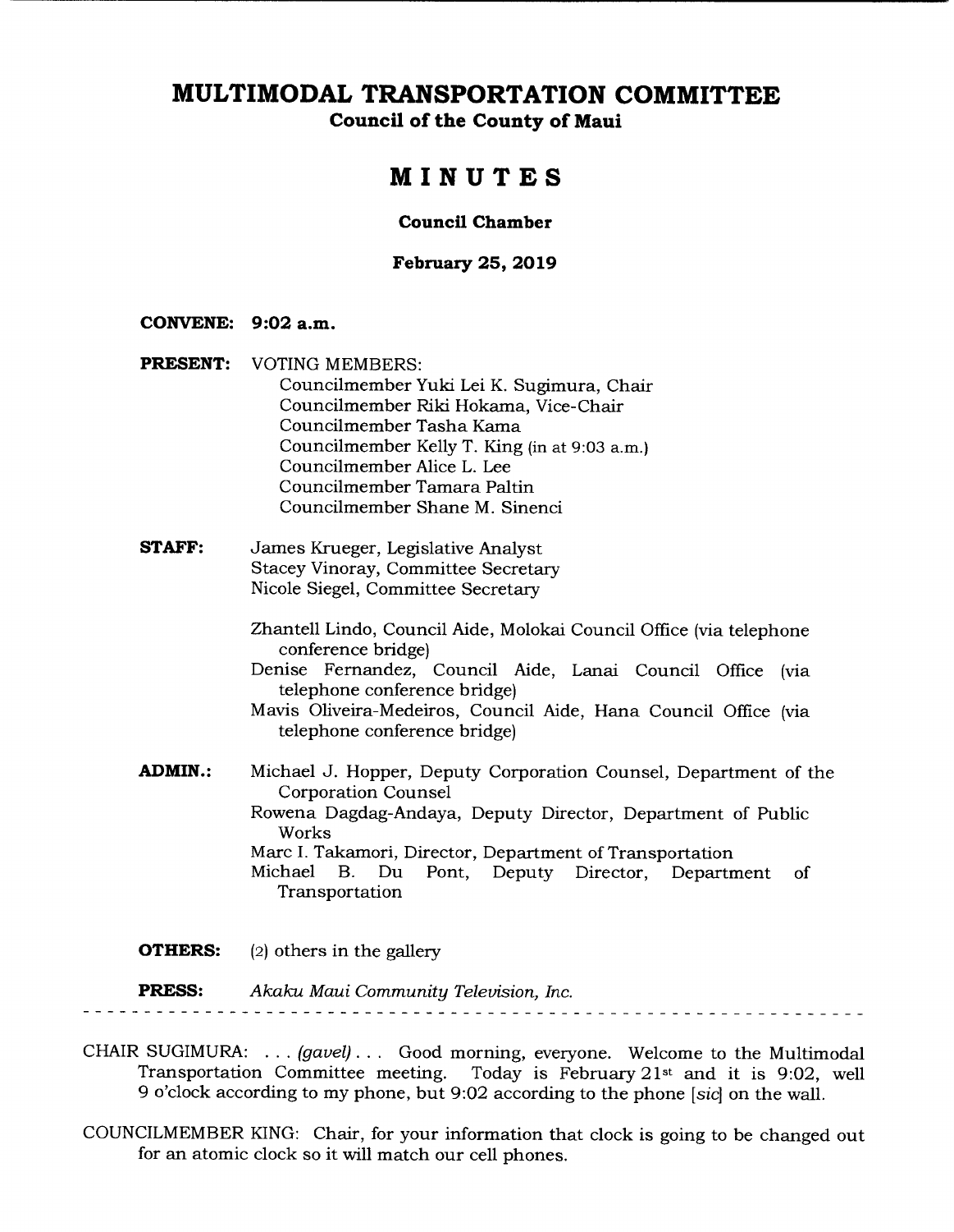# MULTIMODAL TRANSPORTATION COMMITTEE

**Council of the County of Maui**

## MINUTES

### Council Chamber

### February 25, 2019

**CONVENE:** **9:02 a.m.**

**PRESENT:** VOTING MEMBERS:
Councilmember Yuki Lei K. Sugimura, Chair
Councilmember Riki Hokama, Vice-Chair
Councilmember Tasha Kama
Councilmember Kelly T. King (in at 9:03 a.m.)
Councilmember Alice L. Lee
Councilmember Tamara Paltin
Councilmember Shane M. Sinenci

**STAFF:** James Krueger, Legislative Analyst
Stacey Vinoray, Committee Secretary
Nicole Siegel, Committee Secretary

Zhantell Lindo, Council Aide, Molokai Council Office (via telephone conference bridge)
Denise Fernandez, Council Aide, Lanai Council Office (via telephone conference bridge)
Mavis Oliveira-Medeiros, Council Aide, Hana Council Office (via telephone conference bridge)

**ADMIN.:** Michael J. Hopper, Deputy Corporation Counsel, Department of the Corporation Counsel
Rowena Dagdag-Andaya, Deputy Director, Department of Public Works
Marc I. Takamori, Director, Department of Transportation
Michael B. Du Pont, Deputy Director, Department of Transportation

**OTHERS:** (2) others in the gallery

**PRESS:** *Akaku Maui Community Television, Inc.*

---

CHAIR SUGIMURA: . . . *(gavel)* . . . Good morning, everyone. Welcome to the Multimodal Transportation Committee meeting. Today is February 21st and it is 9:02, well 9 o'clock according to my phone, but 9:02 according to the phone [*sic*] on the wall.

COUNCILMEMBER KING: Chair, for your information that clock is going to be changed out for an atomic clock so it will match our cell phones.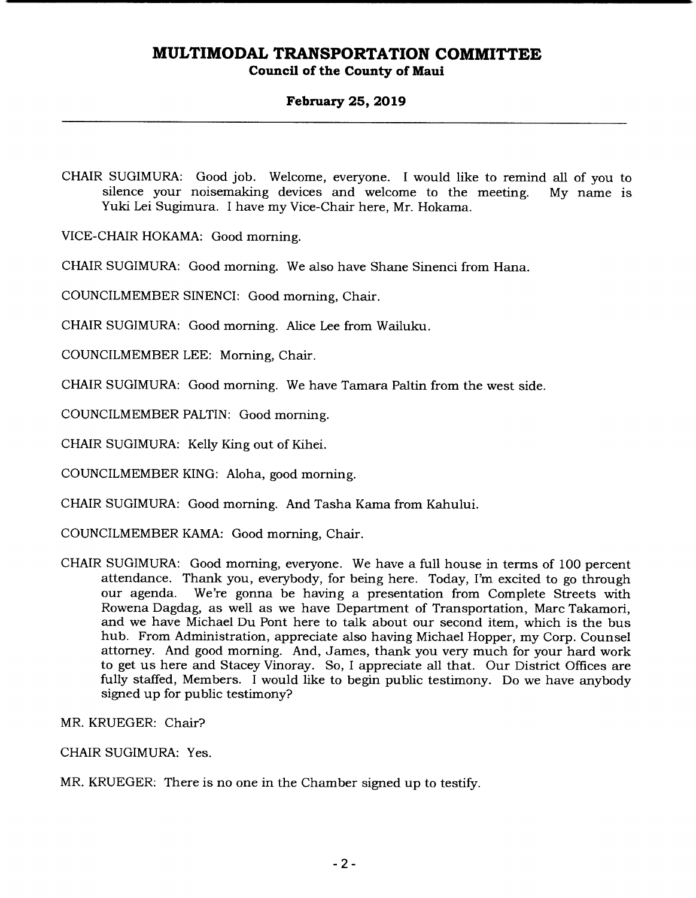CHAIR SUGIMURA: Good job. Welcome, everyone. I would like to remind all of you to silence your noisemaking devices and welcome to the meeting. My name is Yuki Lei Sugimura. I have my Vice-Chair here, Mr. Hokama.

VICE-CHAIR HOKAMA: Good morning.

CHAIR SUGIMURA: Good morning. We also have Shane Sinenci from Hana.

COUNCILMEMBER SINENCI: Good morning, Chair.

CHAIR SUGIMURA: Good morning. Alice Lee from Wailuku.

COUNCILMEMBER LEE: Morning, Chair.

CHAIR SUGIMURA: Good morning. We have Tamara Paltin from the west side.

COUNCILMEMBER PALTIN: Good morning.

CHAIR SUGIMURA: Kelly King out of Kihei.

COUNCILMEMBER KING: Aloha, good morning.

CHAIR SUGIMURA: Good morning. And Tasha Kama from Kahului.

COUNCILMEMBER KAMA: Good morning, Chair.

CHAIR SUGIMURA: Good morning, everyone. We have a full house in terms of 100 percent attendance. Thank you, everybody, for being here. Today, I'm excited to go through our agenda. We're gonna be having a presentation from Complete Streets with Rowena Dagdag, as well as we have Department of Transportation, Marc Takamori, and we have Michael Du Pont here to talk about our second item, which is the bus hub. From Administration, appreciate also having Michael Hopper, my Corp. Counsel attorney. And good morning. And, James, thank you very much for your hard work to get us here and Stacey Vinoray. So, I appreciate all that. Our District Offices are fully staffed, Members. I would like to begin public testimony. Do we have anybody signed up for public testimony?

MR. KRUEGER: Chair?

CHAIR SUGIMURA: Yes.

MR. KRUEGER: There is no one in the Chamber signed up to testify.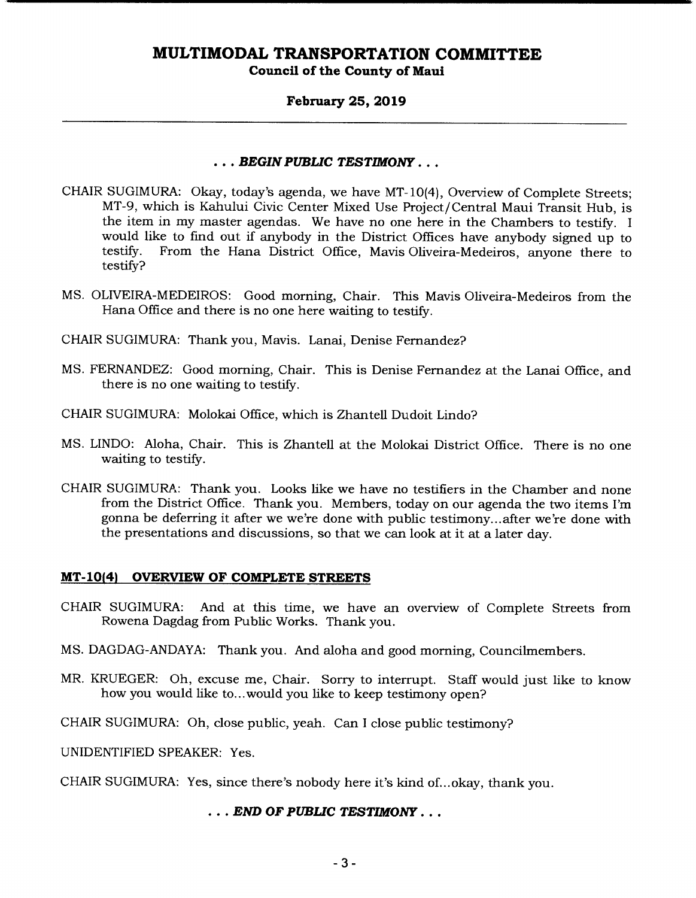***. . . BEGIN PUBLIC TESTIMONY . . .***

CHAIR SUGIMURA: Okay, today's agenda, we have MT-10(4), Overview of Complete Streets; MT-9, which is Kahului Civic Center Mixed Use Project/Central Maui Transit Hub, is the item in my master agendas. We have no one here in the Chambers to testify. I would like to find out if anybody in the District Offices have anybody signed up to testify. From the Hana District Office, Mavis Oliveira-Medeiros, anyone there to testify?

MS. OLIVEIRA-MEDEIROS: Good morning, Chair. This Mavis Oliveira-Medeiros from the Hana Office and there is no one here waiting to testify.

CHAIR SUGIMURA: Thank you, Mavis. Lanai, Denise Fernandez?

MS. FERNANDEZ: Good morning, Chair. This is Denise Fernandez at the Lanai Office, and there is no one waiting to testify.

CHAIR SUGIMURA: Molokai Office, which is Zhantell Dudoit Lindo?

MS. LINDO: Aloha, Chair. This is Zhantell at the Molokai District Office. There is no one waiting to testify.

CHAIR SUGIMURA: Thank you. Looks like we have no testifiers in the Chamber and none from the District Office. Thank you. Members, today on our agenda the two items I'm gonna be deferring it after we we're done with public testimony...after we're done with the presentations and discussions, so that we can look at it at a later day.

## MT-10(4) OVERVIEW OF COMPLETE STREETS

CHAIR SUGIMURA: And at this time, we have an overview of Complete Streets from Rowena Dagdag from Public Works. Thank you.

MS. DAGDAG-ANDAYA: Thank you. And aloha and good morning, Councilmembers.

MR. KRUEGER: Oh, excuse me, Chair. Sorry to interrupt. Staff would just like to know how you would like to...would you like to keep testimony open?

CHAIR SUGIMURA: Oh, close public, yeah. Can I close public testimony?

UNIDENTIFIED SPEAKER: Yes.

CHAIR SUGIMURA: Yes, since there's nobody here it's kind of...okay, thank you.

***. . . END OF PUBLIC TESTIMONY . . .***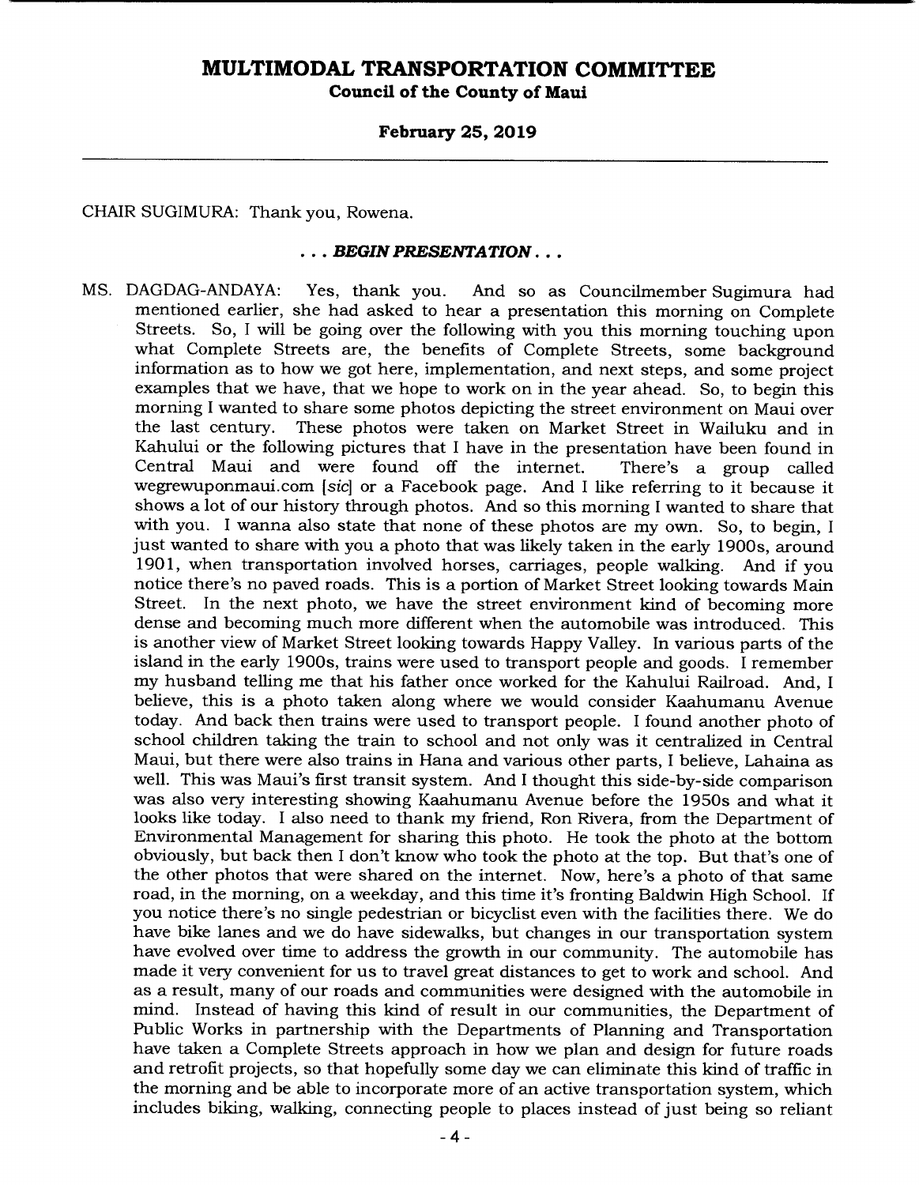CHAIR SUGIMURA: Thank you, Rowena.

*. . . BEGIN PRESENTATION . . .*

MS. DAGDAG-ANDAYA: Yes, thank you. And so as Councilmember Sugimura had mentioned earlier, she had asked to hear a presentation this morning on Complete Streets. So, I will be going over the following with you this morning touching upon what Complete Streets are, the benefits of Complete Streets, some background information as to how we got here, implementation, and next steps, and some project examples that we have, that we hope to work on in the year ahead. So, to begin this morning I wanted to share some photos depicting the street environment on Maui over the last century. These photos were taken on Market Street in Wailuku and in Kahului or the following pictures that I have in the presentation have been found in Central Maui and were found off the internet. There's a group called wegrewuponmaui.com [*sic*] or a Facebook page. And I like referring to it because it shows a lot of our history through photos. And so this morning I wanted to share that with you. I wanna also state that none of these photos are my own. So, to begin, I just wanted to share with you a photo that was likely taken in the early 1900s, around 1901, when transportation involved horses, carriages, people walking. And if you notice there's no paved roads. This is a portion of Market Street looking towards Main Street. In the next photo, we have the street environment kind of becoming more dense and becoming much more different when the automobile was introduced. This is another view of Market Street looking towards Happy Valley. In various parts of the island in the early 1900s, trains were used to transport people and goods. I remember my husband telling me that his father once worked for the Kahului Railroad. And, I believe, this is a photo taken along where we would consider Kaahumanu Avenue today. And back then trains were used to transport people. I found another photo of school children taking the train to school and not only was it centralized in Central Maui, but there were also trains in Hana and various other parts, I believe, Lahaina as well. This was Maui's first transit system. And I thought this side-by-side comparison was also very interesting showing Kaahumanu Avenue before the 1950s and what it looks like today. I also need to thank my friend, Ron Rivera, from the Department of Environmental Management for sharing this photo. He took the photo at the bottom obviously, but back then I don't know who took the photo at the top. But that's one of the other photos that were shared on the internet. Now, here's a photo of that same road, in the morning, on a weekday, and this time it's fronting Baldwin High School. If you notice there's no single pedestrian or bicyclist even with the facilities there. We do have bike lanes and we do have sidewalks, but changes in our transportation system have evolved over time to address the growth in our community. The automobile has made it very convenient for us to travel great distances to get to work and school. And as a result, many of our roads and communities were designed with the automobile in mind. Instead of having this kind of result in our communities, the Department of Public Works in partnership with the Departments of Planning and Transportation have taken a Complete Streets approach in how we plan and design for future roads and retrofit projects, so that hopefully some day we can eliminate this kind of traffic in the morning and be able to incorporate more of an active transportation system, which includes biking, walking, connecting people to places instead of just being so reliant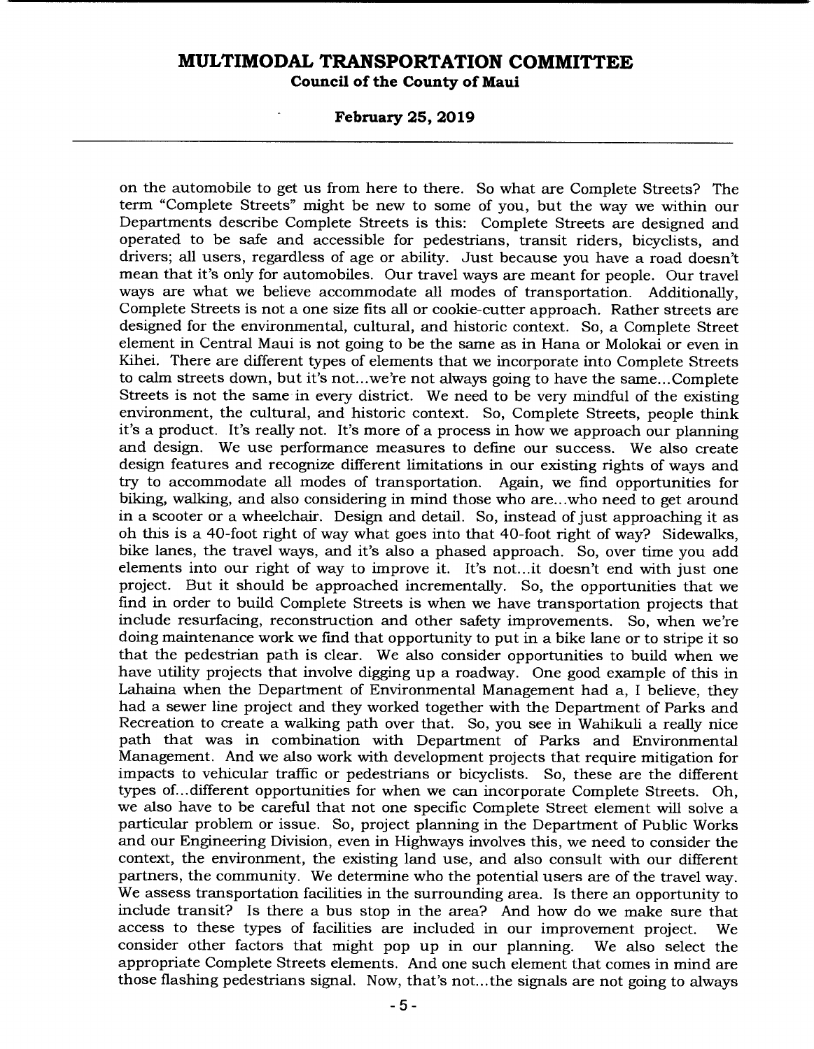on the automobile to get us from here to there. So what are Complete Streets? The term "Complete Streets" might be new to some of you, but the way we within our Departments describe Complete Streets is this: Complete Streets are designed and operated to be safe and accessible for pedestrians, transit riders, bicyclists, and drivers; all users, regardless of age or ability. Just because you have a road doesn't mean that it's only for automobiles. Our travel ways are meant for people. Our travel ways are what we believe accommodate all modes of transportation. Additionally, Complete Streets is not a one size fits all or cookie-cutter approach. Rather streets are designed for the environmental, cultural, and historic context. So, a Complete Street element in Central Maui is not going to be the same as in Hana or Molokai or even in Kihei. There are different types of elements that we incorporate into Complete Streets to calm streets down, but it's not...we're not always going to have the same...Complete Streets is not the same in every district. We need to be very mindful of the existing environment, the cultural, and historic context. So, Complete Streets, people think it's a product. It's really not. It's more of a process in how we approach our planning and design. We use performance measures to define our success. We also create design features and recognize different limitations in our existing rights of ways and try to accommodate all modes of transportation. Again, we find opportunities for biking, walking, and also considering in mind those who are...who need to get around in a scooter or a wheelchair. Design and detail. So, instead of just approaching it as oh this is a 40-foot right of way what goes into that 40-foot right of way? Sidewalks, bike lanes, the travel ways, and it's also a phased approach. So, over time you add elements into our right of way to improve it. It's not...it doesn't end with just one project. But it should be approached incrementally. So, the opportunities that we find in order to build Complete Streets is when we have transportation projects that include resurfacing, reconstruction and other safety improvements. So, when we're doing maintenance work we find that opportunity to put in a bike lane or to stripe it so that the pedestrian path is clear. We also consider opportunities to build when we have utility projects that involve digging up a roadway. One good example of this in Lahaina when the Department of Environmental Management had a, I believe, they had a sewer line project and they worked together with the Department of Parks and Recreation to create a walking path over that. So, you see in Wahikuli a really nice path that was in combination with Department of Parks and Environmental Management. And we also work with development projects that require mitigation for impacts to vehicular traffic or pedestrians or bicyclists. So, these are the different types of...different opportunities for when we can incorporate Complete Streets. Oh, we also have to be careful that not one specific Complete Street element will solve a particular problem or issue. So, project planning in the Department of Public Works and our Engineering Division, even in Highways involves this, we need to consider the context, the environment, the existing land use, and also consult with our different partners, the community. We determine who the potential users are of the travel way. We assess transportation facilities in the surrounding area. Is there an opportunity to include transit? Is there a bus stop in the area? And how do we make sure that access to these types of facilities are included in our improvement project. We consider other factors that might pop up in our planning. We also select the appropriate Complete Streets elements. And one such element that comes in mind are those flashing pedestrians signal. Now, that's not...the signals are not going to always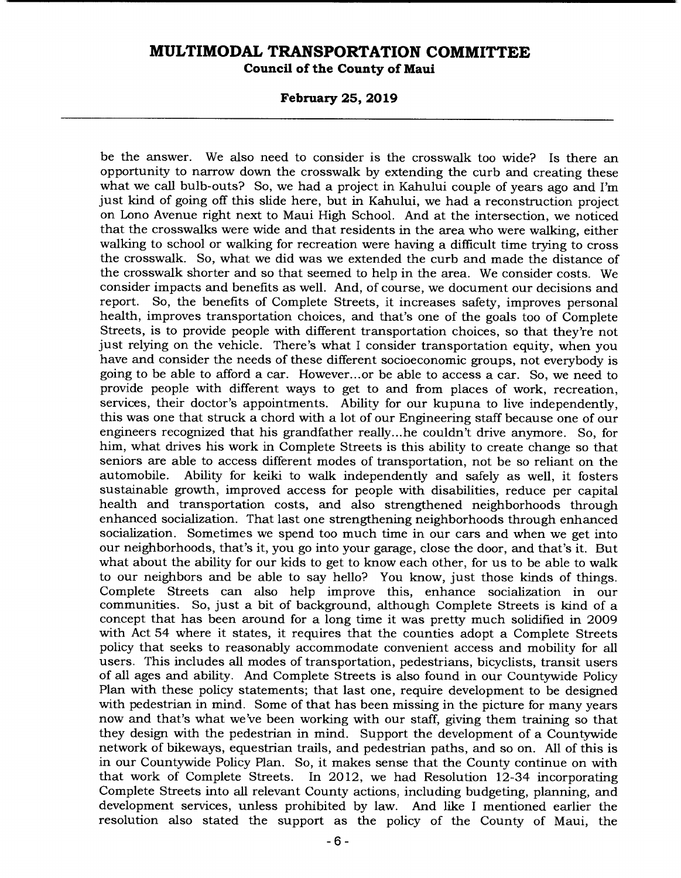be the answer. We also need to consider is the crosswalk too wide? Is there an opportunity to narrow down the crosswalk by extending the curb and creating these what we call bulb-outs? So, we had a project in Kahului couple of years ago and I'm just kind of going off this slide here, but in Kahului, we had a reconstruction project on Lono Avenue right next to Maui High School. And at the intersection, we noticed that the crosswalks were wide and that residents in the area who were walking, either walking to school or walking for recreation were having a difficult time trying to cross the crosswalk. So, what we did was we extended the curb and made the distance of the crosswalk shorter and so that seemed to help in the area. We consider costs. We consider impacts and benefits as well. And, of course, we document our decisions and report. So, the benefits of Complete Streets, it increases safety, improves personal health, improves transportation choices, and that's one of the goals too of Complete Streets, is to provide people with different transportation choices, so that they're not just relying on the vehicle. There's what I consider transportation equity, when you have and consider the needs of these different socioeconomic groups, not everybody is going to be able to afford a car. However...or be able to access a car. So, we need to provide people with different ways to get to and from places of work, recreation, services, their doctor's appointments. Ability for our kupuna to live independently, this was one that struck a chord with a lot of our Engineering staff because one of our engineers recognized that his grandfather really...he couldn't drive anymore. So, for him, what drives his work in Complete Streets is this ability to create change so that seniors are able to access different modes of transportation, not be so reliant on the automobile. Ability for keiki to walk independently and safely as well, it fosters sustainable growth, improved access for people with disabilities, reduce per capital health and transportation costs, and also strengthened neighborhoods through enhanced socialization. That last one strengthening neighborhoods through enhanced socialization. Sometimes we spend too much time in our cars and when we get into our neighborhoods, that's it, you go into your garage, close the door, and that's it. But what about the ability for our kids to get to know each other, for us to be able to walk to our neighbors and be able to say hello? You know, just those kinds of things. Complete Streets can also help improve this, enhance socialization in our communities. So, just a bit of background, although Complete Streets is kind of a concept that has been around for a long time it was pretty much solidified in 2009 with Act 54 where it states, it requires that the counties adopt a Complete Streets policy that seeks to reasonably accommodate convenient access and mobility for all users. This includes all modes of transportation, pedestrians, bicyclists, transit users of all ages and ability. And Complete Streets is also found in our Countywide Policy Plan with these policy statements; that last one, require development to be designed with pedestrian in mind. Some of that has been missing in the picture for many years now and that's what we've been working with our staff, giving them training so that they design with the pedestrian in mind. Support the development of a Countywide network of bikeways, equestrian trails, and pedestrian paths, and so on. All of this is in our Countywide Policy Plan. So, it makes sense that the County continue on with that work of Complete Streets. In 2012, we had Resolution 12-34 incorporating Complete Streets into all relevant County actions, including budgeting, planning, and development services, unless prohibited by law. And like I mentioned earlier the resolution also stated the support as the policy of the County of Maui, the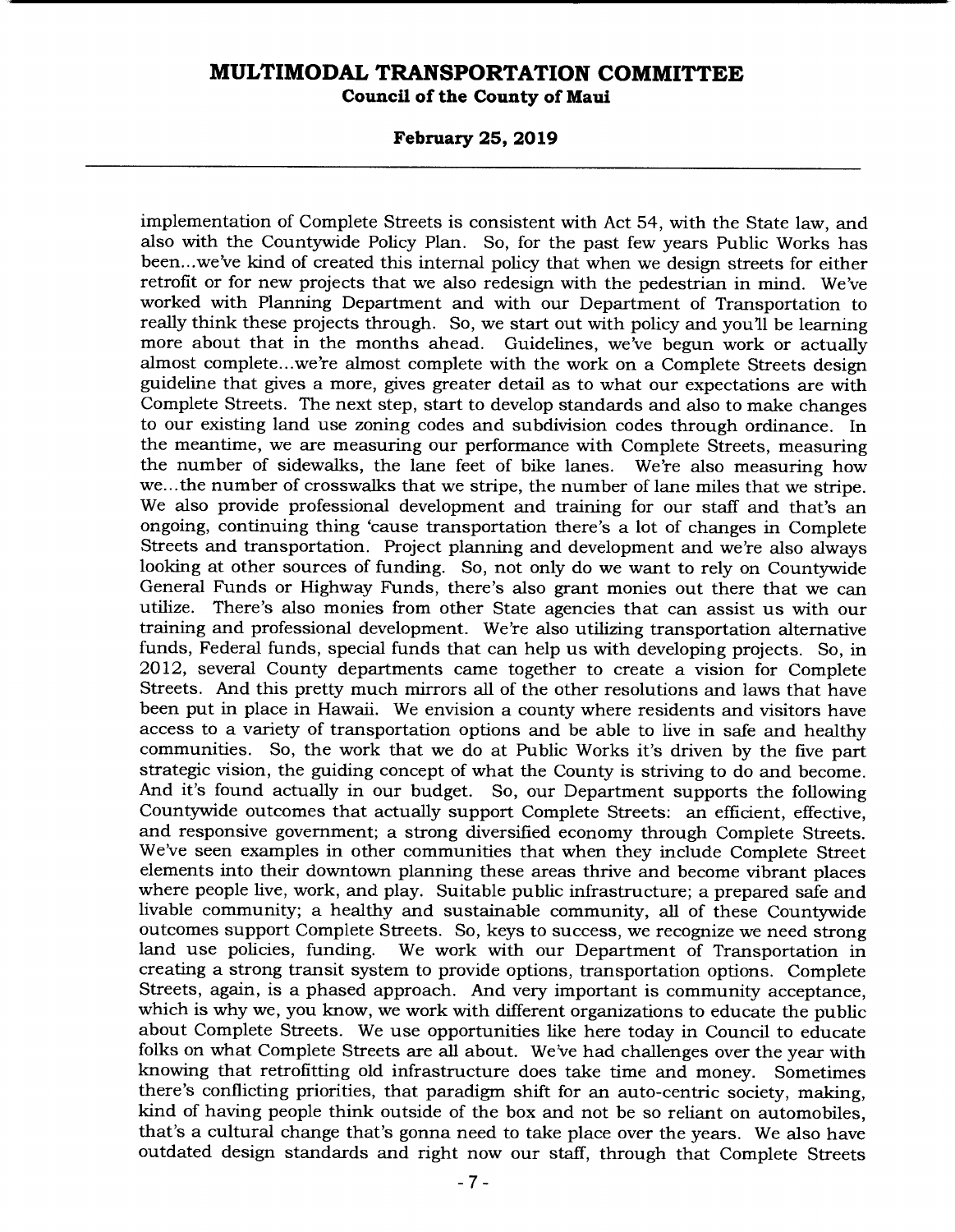implementation of Complete Streets is consistent with Act 54, with the State law, and also with the Countywide Policy Plan. So, for the past few years Public Works has been...we've kind of created this internal policy that when we design streets for either retrofit or for new projects that we also redesign with the pedestrian in mind. We've worked with Planning Department and with our Department of Transportation to really think these projects through. So, we start out with policy and you'll be learning more about that in the months ahead. Guidelines, we've begun work or actually almost complete...we're almost complete with the work on a Complete Streets design guideline that gives a more, gives greater detail as to what our expectations are with Complete Streets. The next step, start to develop standards and also to make changes to our existing land use zoning codes and subdivision codes through ordinance. In the meantime, we are measuring our performance with Complete Streets, measuring the number of sidewalks, the lane feet of bike lanes. We're also measuring how we...the number of crosswalks that we stripe, the number of lane miles that we stripe. We also provide professional development and training for our staff and that's an ongoing, continuing thing 'cause transportation there's a lot of changes in Complete Streets and transportation. Project planning and development and we're also always looking at other sources of funding. So, not only do we want to rely on Countywide General Funds or Highway Funds, there's also grant monies out there that we can utilize. There's also monies from other State agencies that can assist us with our training and professional development. We're also utilizing transportation alternative funds, Federal funds, special funds that can help us with developing projects. So, in 2012, several County departments came together to create a vision for Complete Streets. And this pretty much mirrors all of the other resolutions and laws that have been put in place in Hawaii. We envision a county where residents and visitors have access to a variety of transportation options and be able to live in safe and healthy communities. So, the work that we do at Public Works it's driven by the five part strategic vision, the guiding concept of what the County is striving to do and become. And it's found actually in our budget. So, our Department supports the following Countywide outcomes that actually support Complete Streets: an efficient, effective, and responsive government; a strong diversified economy through Complete Streets. We've seen examples in other communities that when they include Complete Street elements into their downtown planning these areas thrive and become vibrant places where people live, work, and play. Suitable public infrastructure; a prepared safe and livable community; a healthy and sustainable community, all of these Countywide outcomes support Complete Streets. So, keys to success, we recognize we need strong land use policies, funding. We work with our Department of Transportation in creating a strong transit system to provide options, transportation options. Complete Streets, again, is a phased approach. And very important is community acceptance, which is why we, you know, we work with different organizations to educate the public about Complete Streets. We use opportunities like here today in Council to educate folks on what Complete Streets are all about. We've had challenges over the year with knowing that retrofitting old infrastructure does take time and money. Sometimes there's conflicting priorities, that paradigm shift for an auto-centric society, making, kind of having people think outside of the box and not be so reliant on automobiles, that's a cultural change that's gonna need to take place over the years. We also have outdated design standards and right now our staff, through that Complete Streets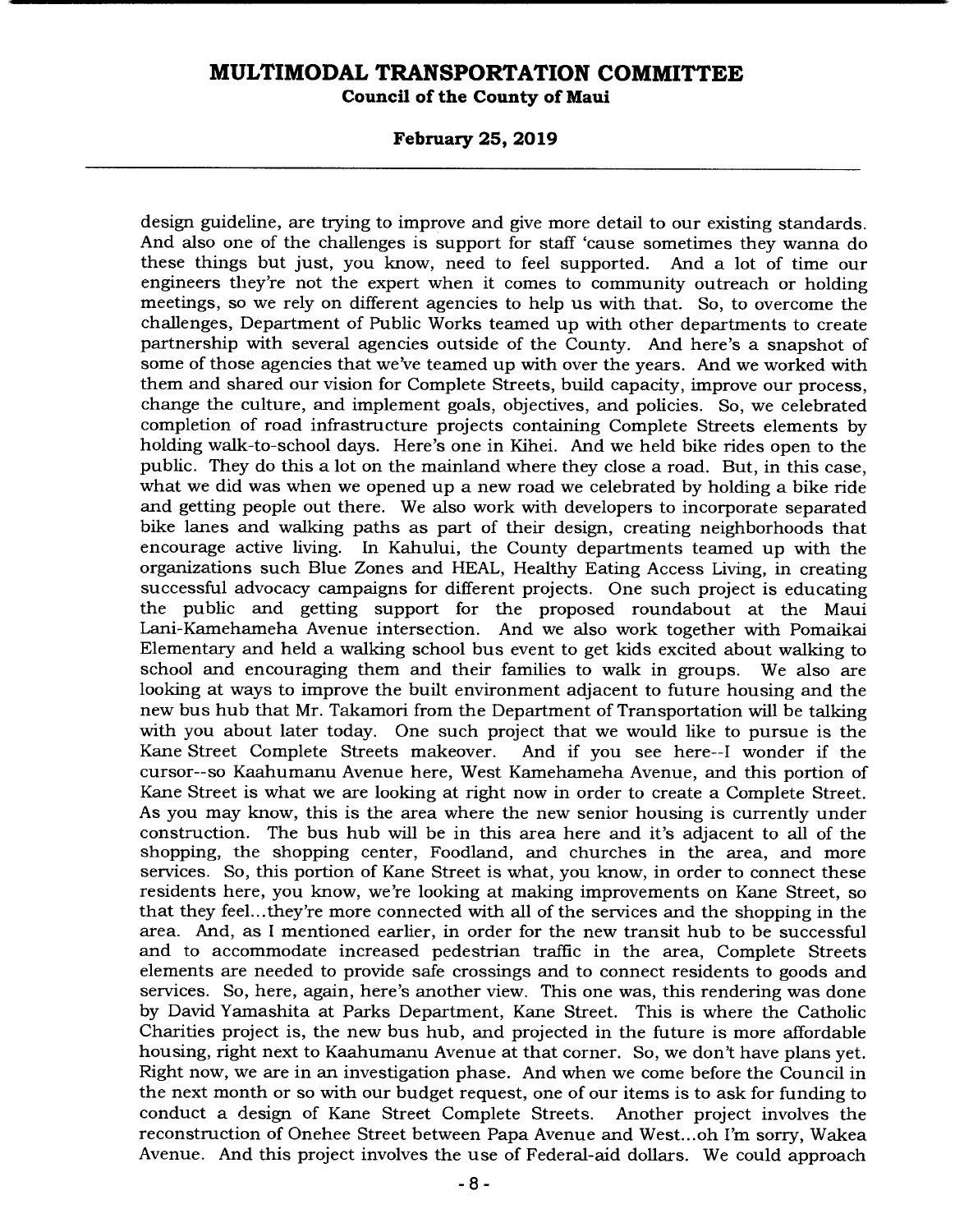design guideline, are trying to improve and give more detail to our existing standards. And also one of the challenges is support for staff 'cause sometimes they wanna do these things but just, you know, need to feel supported. And a lot of time our engineers they're not the expert when it comes to community outreach or holding meetings, so we rely on different agencies to help us with that. So, to overcome the challenges, Department of Public Works teamed up with other departments to create partnership with several agencies outside of the County. And here's a snapshot of some of those agencies that we've teamed up with over the years. And we worked with them and shared our vision for Complete Streets, build capacity, improve our process, change the culture, and implement goals, objectives, and policies. So, we celebrated completion of road infrastructure projects containing Complete Streets elements by holding walk-to-school days. Here's one in Kihei. And we held bike rides open to the public. They do this a lot on the mainland where they close a road. But, in this case, what we did was when we opened up a new road we celebrated by holding a bike ride and getting people out there. We also work with developers to incorporate separated bike lanes and walking paths as part of their design, creating neighborhoods that encourage active living. In Kahului, the County departments teamed up with the organizations such Blue Zones and HEAL, Healthy Eating Access Living, in creating successful advocacy campaigns for different projects. One such project is educating the public and getting support for the proposed roundabout at the Maui Lani-Kamehameha Avenue intersection. And we also work together with Pomaikai Elementary and held a walking school bus event to get kids excited about walking to school and encouraging them and their families to walk in groups. We also are looking at ways to improve the built environment adjacent to future housing and the new bus hub that Mr. Takamori from the Department of Transportation will be talking with you about later today. One such project that we would like to pursue is the Kane Street Complete Streets makeover. And if you see here--I wonder if the cursor--so Kaahumanu Avenue here, West Kamehameha Avenue, and this portion of Kane Street is what we are looking at right now in order to create a Complete Street. As you may know, this is the area where the new senior housing is currently under construction. The bus hub will be in this area here and it's adjacent to all of the shopping, the shopping center, Foodland, and churches in the area, and more services. So, this portion of Kane Street is what, you know, in order to connect these residents here, you know, we're looking at making improvements on Kane Street, so that they feel...they're more connected with all of the services and the shopping in the area. And, as I mentioned earlier, in order for the new transit hub to be successful and to accommodate increased pedestrian traffic in the area, Complete Streets elements are needed to provide safe crossings and to connect residents to goods and services. So, here, again, here's another view. This one was, this rendering was done by David Yamashita at Parks Department, Kane Street. This is where the Catholic Charities project is, the new bus hub, and projected in the future is more affordable housing, right next to Kaahumanu Avenue at that corner. So, we don't have plans yet. Right now, we are in an investigation phase. And when we come before the Council in the next month or so with our budget request, one of our items is to ask for funding to conduct a design of Kane Street Complete Streets. Another project involves the reconstruction of Onehee Street between Papa Avenue and West...oh I'm sorry, Wakea Avenue. And this project involves the use of Federal-aid dollars. We could approach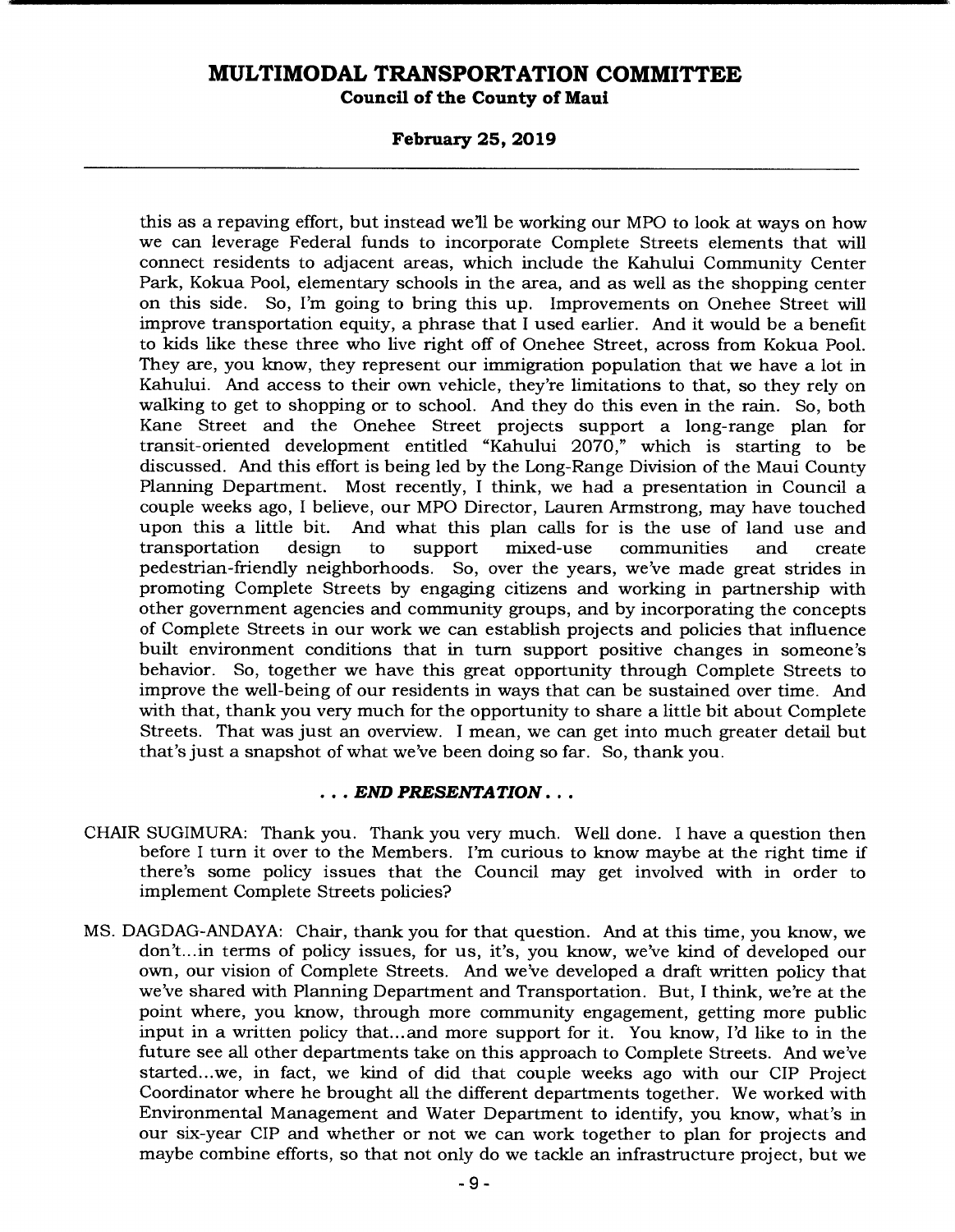this as a repaving effort, but instead we'll be working our MPO to look at ways on how we can leverage Federal funds to incorporate Complete Streets elements that will connect residents to adjacent areas, which include the Kahului Community Center Park, Kokua Pool, elementary schools in the area, and as well as the shopping center on this side. So, I'm going to bring this up. Improvements on Onehee Street will improve transportation equity, a phrase that I used earlier. And it would be a benefit to kids like these three who live right off of Onehee Street, across from Kokua Pool. They are, you know, they represent our immigration population that we have a lot in Kahului. And access to their own vehicle, they're limitations to that, so they rely on walking to get to shopping or to school. And they do this even in the rain. So, both Kane Street and the Onehee Street projects support a long-range plan for transit-oriented development entitled "Kahului 2070," which is starting to be discussed. And this effort is being led by the Long-Range Division of the Maui County Planning Department. Most recently, I think, we had a presentation in Council a couple weeks ago, I believe, our MPO Director, Lauren Armstrong, may have touched upon this a little bit. And what this plan calls for is the use of land use and transportation design to support mixed-use communities and create pedestrian-friendly neighborhoods. So, over the years, we've made great strides in promoting Complete Streets by engaging citizens and working in partnership with other government agencies and community groups, and by incorporating the concepts of Complete Streets in our work we can establish projects and policies that influence built environment conditions that in turn support positive changes in someone's behavior. So, together we have this great opportunity through Complete Streets to improve the well-being of our residents in ways that can be sustained over time. And with that, thank you very much for the opportunity to share a little bit about Complete Streets. That was just an overview. I mean, we can get into much greater detail but that's just a snapshot of what we've been doing so far. So, thank you.

***. . . END PRESENTATION . . .***

CHAIR SUGIMURA: Thank you. Thank you very much. Well done. I have a question then before I turn it over to the Members. I'm curious to know maybe at the right time if there's some policy issues that the Council may get involved with in order to implement Complete Streets policies?

MS. DAGDAG-ANDAYA: Chair, thank you for that question. And at this time, you know, we don't...in terms of policy issues, for us, it's, you know, we've kind of developed our own, our vision of Complete Streets. And we've developed a draft written policy that we've shared with Planning Department and Transportation. But, I think, we're at the point where, you know, through more community engagement, getting more public input in a written policy that...and more support for it. You know, I'd like to in the future see all other departments take on this approach to Complete Streets. And we've started...we, in fact, we kind of did that couple weeks ago with our CIP Project Coordinator where he brought all the different departments together. We worked with Environmental Management and Water Department to identify, you know, what's in our six-year CIP and whether or not we can work together to plan for projects and maybe combine efforts, so that not only do we tackle an infrastructure project, but we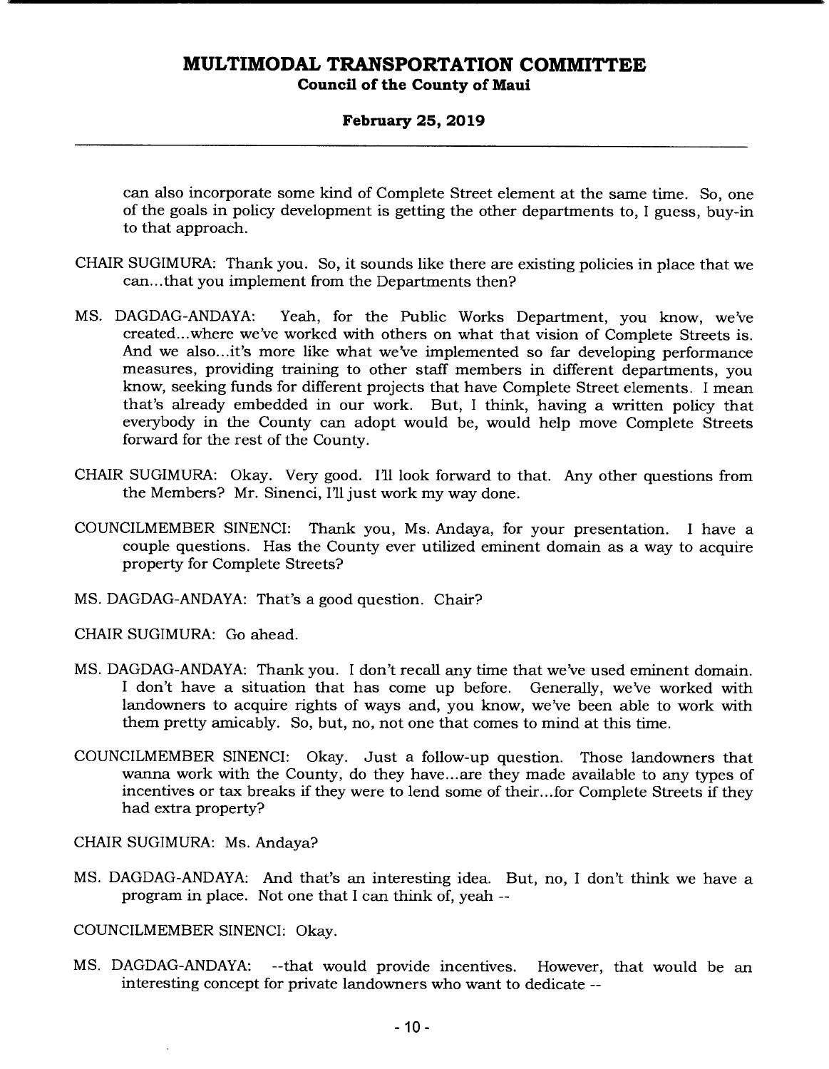can also incorporate some kind of Complete Street element at the same time. So, one of the goals in policy development is getting the other departments to, I guess, buy-in to that approach.

CHAIR SUGIMURA: Thank you. So, it sounds like there are existing policies in place that we can...that you implement from the Departments then?

MS. DAGDAG-ANDAYA: Yeah, for the Public Works Department, you know, we've created...where we've worked with others on what that vision of Complete Streets is. And we also...it's more like what we've implemented so far developing performance measures, providing training to other staff members in different departments, you know, seeking funds for different projects that have Complete Street elements. I mean that's already embedded in our work. But, I think, having a written policy that everybody in the County can adopt would be, would help move Complete Streets forward for the rest of the County.

CHAIR SUGIMURA: Okay. Very good. I'll look forward to that. Any other questions from the Members? Mr. Sinenci, I'll just work my way done.

COUNCILMEMBER SINENCI: Thank you, Ms. Andaya, for your presentation. I have a couple questions. Has the County ever utilized eminent domain as a way to acquire property for Complete Streets?

MS. DAGDAG-ANDAYA: That's a good question. Chair?

CHAIR SUGIMURA: Go ahead.

MS. DAGDAG-ANDAYA: Thank you. I don't recall any time that we've used eminent domain. I don't have a situation that has come up before. Generally, we've worked with landowners to acquire rights of ways and, you know, we've been able to work with them pretty amicably. So, but, no, not one that comes to mind at this time.

COUNCILMEMBER SINENCI: Okay. Just a follow-up question. Those landowners that wanna work with the County, do they have...are they made available to any types of incentives or tax breaks if they were to lend some of their...for Complete Streets if they had extra property?

CHAIR SUGIMURA: Ms. Andaya?

MS. DAGDAG-ANDAYA: And that's an interesting idea. But, no, I don't think we have a program in place. Not one that I can think of, yeah --

COUNCILMEMBER SINENCI: Okay.

MS. DAGDAG-ANDAYA: --that would provide incentives. However, that would be an interesting concept for private landowners who want to dedicate --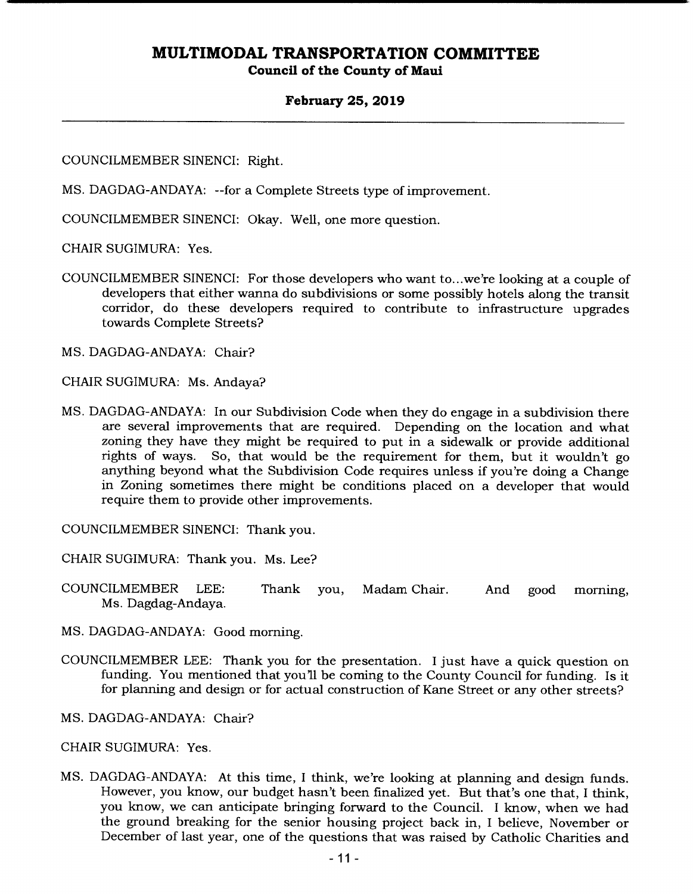COUNCILMEMBER SINENCI: Right.

MS. DAGDAG-ANDAYA: --for a Complete Streets type of improvement.

COUNCILMEMBER SINENCI: Okay. Well, one more question.

CHAIR SUGIMURA: Yes.

COUNCILMEMBER SINENCI: For those developers who want to...we're looking at a couple of developers that either wanna do subdivisions or some possibly hotels along the transit corridor, do these developers required to contribute to infrastructure upgrades towards Complete Streets?

MS. DAGDAG-ANDAYA: Chair?

CHAIR SUGIMURA: Ms. Andaya?

MS. DAGDAG-ANDAYA: In our Subdivision Code when they do engage in a subdivision there are several improvements that are required. Depending on the location and what zoning they have they might be required to put in a sidewalk or provide additional rights of ways. So, that would be the requirement for them, but it wouldn't go anything beyond what the Subdivision Code requires unless if you're doing a Change in Zoning sometimes there might be conditions placed on a developer that would require them to provide other improvements.

COUNCILMEMBER SINENCI: Thank you.

CHAIR SUGIMURA: Thank you. Ms. Lee?

COUNCILMEMBER LEE: Thank you, Madam Chair. And good morning, Ms. Dagdag-Andaya.

MS. DAGDAG-ANDAYA: Good morning.

COUNCILMEMBER LEE: Thank you for the presentation. I just have a quick question on funding. You mentioned that you'll be coming to the County Council for funding. Is it for planning and design or for actual construction of Kane Street or any other streets?

MS. DAGDAG-ANDAYA: Chair?

CHAIR SUGIMURA: Yes.

MS. DAGDAG-ANDAYA: At this time, I think, we're looking at planning and design funds. However, you know, our budget hasn't been finalized yet. But that's one that, I think, you know, we can anticipate bringing forward to the Council. I know, when we had the ground breaking for the senior housing project back in, I believe, November or December of last year, one of the questions that was raised by Catholic Charities and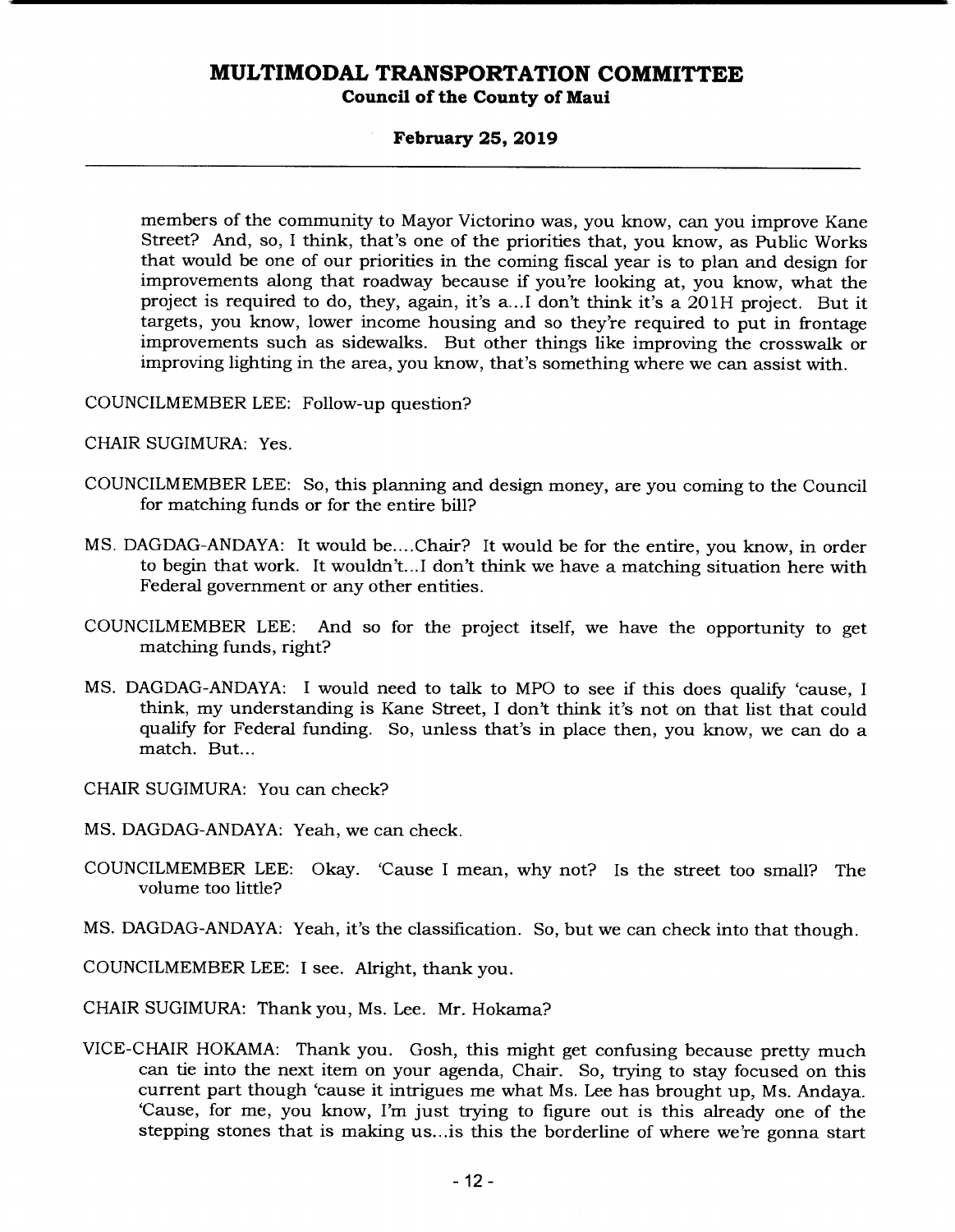members of the community to Mayor Victorino was, you know, can you improve Kane Street? And, so, I think, that's one of the priorities that, you know, as Public Works that would be one of our priorities in the coming fiscal year is to plan and design for improvements along that roadway because if you're looking at, you know, what the project is required to do, they, again, it's a...I don't think it's a 201H project. But it targets, you know, lower income housing and so they're required to put in frontage improvements such as sidewalks. But other things like improving the crosswalk or improving lighting in the area, you know, that's something where we can assist with.

COUNCILMEMBER LEE: Follow-up question?

CHAIR SUGIMURA: Yes.

COUNCILMEMBER LEE: So, this planning and design money, are you coming to the Council for matching funds or for the entire bill?

MS. DAGDAG-ANDAYA: It would be....Chair? It would be for the entire, you know, in order to begin that work. It wouldn't...I don't think we have a matching situation here with Federal government or any other entities.

COUNCILMEMBER LEE: And so for the project itself, we have the opportunity to get matching funds, right?

MS. DAGDAG-ANDAYA: I would need to talk to MPO to see if this does qualify 'cause, I think, my understanding is Kane Street, I don't think it's not on that list that could qualify for Federal funding. So, unless that's in place then, you know, we can do a match. But...

CHAIR SUGIMURA: You can check?

MS. DAGDAG-ANDAYA: Yeah, we can check.

COUNCILMEMBER LEE: Okay. 'Cause I mean, why not? Is the street too small? The volume too little?

MS. DAGDAG-ANDAYA: Yeah, it's the classification. So, but we can check into that though.

COUNCILMEMBER LEE: I see. Alright, thank you.

CHAIR SUGIMURA: Thank you, Ms. Lee. Mr. Hokama?

VICE-CHAIR HOKAMA: Thank you. Gosh, this might get confusing because pretty much can tie into the next item on your agenda, Chair. So, trying to stay focused on this current part though 'cause it intrigues me what Ms. Lee has brought up, Ms. Andaya. 'Cause, for me, you know, I'm just trying to figure out is this already one of the stepping stones that is making us...is this the borderline of where we're gonna start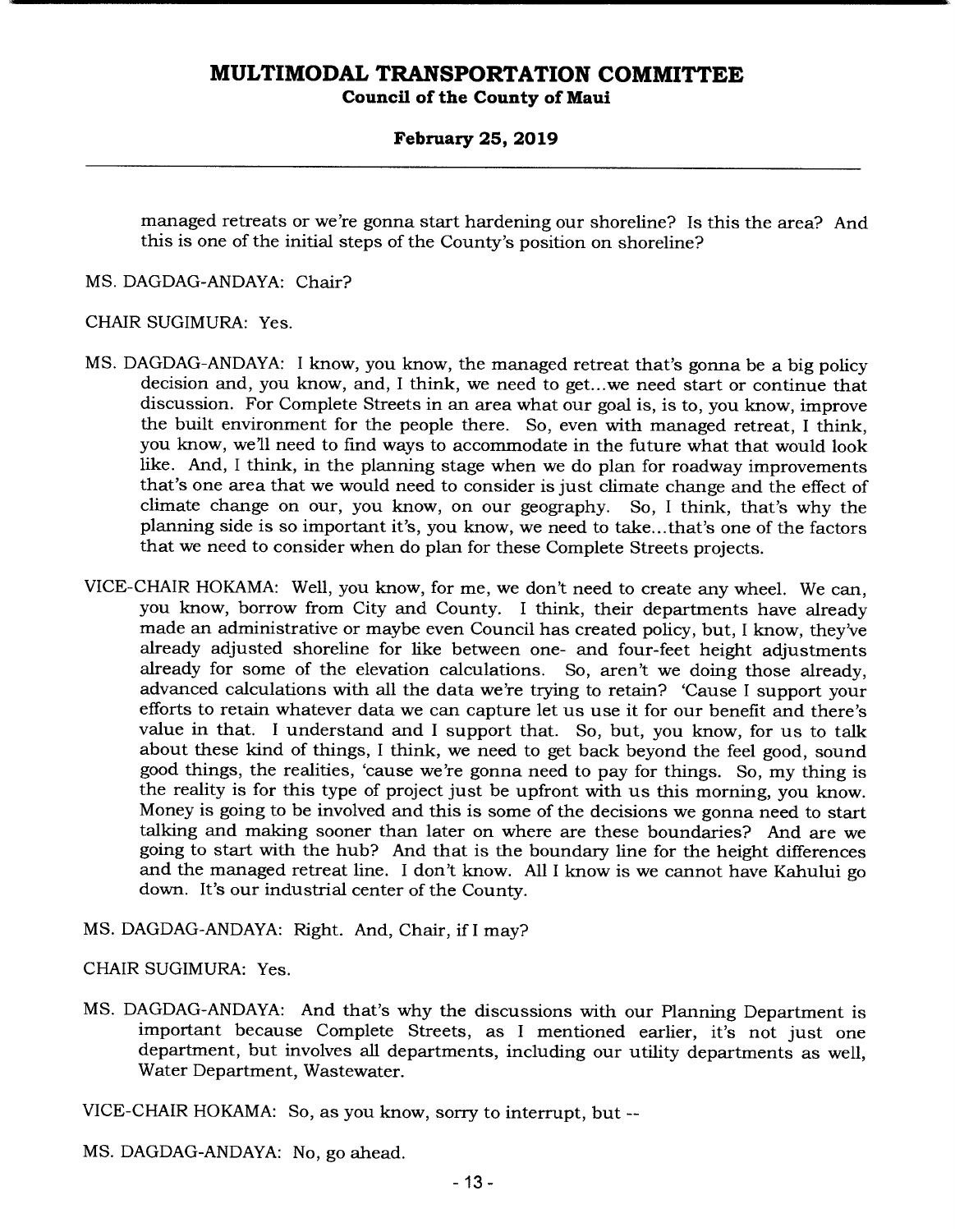managed retreats or we're gonna start hardening our shoreline? Is this the area? And this is one of the initial steps of the County's position on shoreline?

MS. DAGDAG-ANDAYA: Chair?

CHAIR SUGIMURA: Yes.

MS. DAGDAG-ANDAYA: I know, you know, the managed retreat that's gonna be a big policy decision and, you know, and, I think, we need to get...we need start or continue that discussion. For Complete Streets in an area what our goal is, is to, you know, improve the built environment for the people there. So, even with managed retreat, I think, you know, we'll need to find ways to accommodate in the future what that would look like. And, I think, in the planning stage when we do plan for roadway improvements that's one area that we would need to consider is just climate change and the effect of climate change on our, you know, on our geography. So, I think, that's why the planning side is so important it's, you know, we need to take...that's one of the factors that we need to consider when do plan for these Complete Streets projects.

VICE-CHAIR HOKAMA: Well, you know, for me, we don't need to create any wheel. We can, you know, borrow from City and County. I think, their departments have already made an administrative or maybe even Council has created policy, but, I know, they've already adjusted shoreline for like between one- and four-feet height adjustments already for some of the elevation calculations. So, aren't we doing those already, advanced calculations with all the data we're trying to retain? 'Cause I support your efforts to retain whatever data we can capture let us use it for our benefit and there's value in that. I understand and I support that. So, but, you know, for us to talk about these kind of things, I think, we need to get back beyond the feel good, sound good things, the realities, 'cause we're gonna need to pay for things. So, my thing is the reality is for this type of project just be upfront with us this morning, you know. Money is going to be involved and this is some of the decisions we gonna need to start talking and making sooner than later on where are these boundaries? And are we going to start with the hub? And that is the boundary line for the height differences and the managed retreat line. I don't know. All I know is we cannot have Kahului go down. It's our industrial center of the County.

MS. DAGDAG-ANDAYA: Right. And, Chair, if I may?

CHAIR SUGIMURA: Yes.

MS. DAGDAG-ANDAYA: And that's why the discussions with our Planning Department is important because Complete Streets, as I mentioned earlier, it's not just one department, but involves all departments, including our utility departments as well, Water Department, Wastewater.

VICE-CHAIR HOKAMA: So, as you know, sorry to interrupt, but --

MS. DAGDAG-ANDAYA: No, go ahead.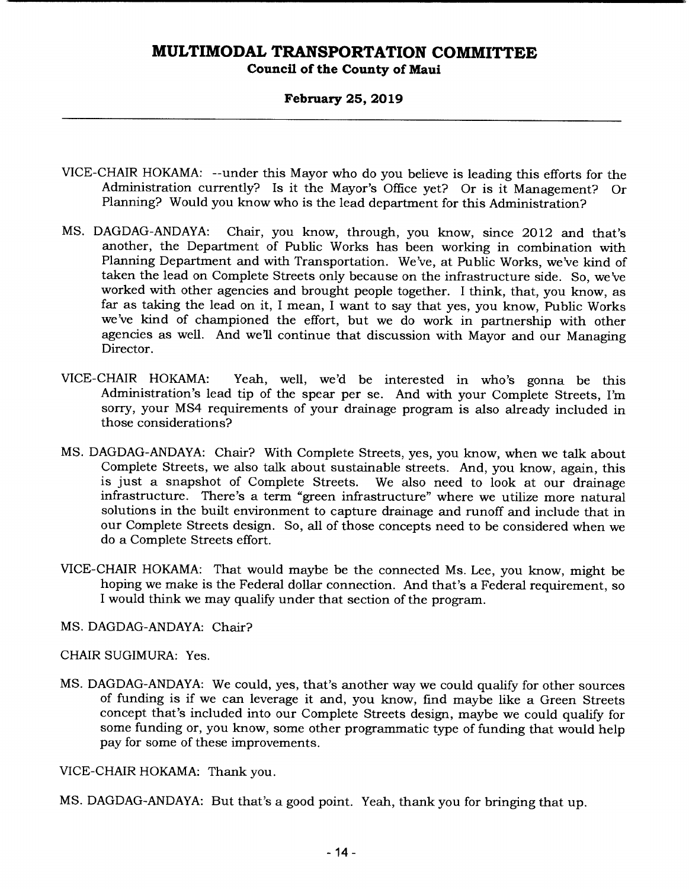VICE-CHAIR HOKAMA: --under this Mayor who do you believe is leading this efforts for the Administration currently? Is it the Mayor's Office yet? Or is it Management? Or Planning? Would you know who is the lead department for this Administration?

MS. DAGDAG-ANDAYA: Chair, you know, through, you know, since 2012 and that's another, the Department of Public Works has been working in combination with Planning Department and with Transportation. We've, at Public Works, we've kind of taken the lead on Complete Streets only because on the infrastructure side. So, we've worked with other agencies and brought people together. I think, that, you know, as far as taking the lead on it, I mean, I want to say that yes, you know, Public Works we've kind of championed the effort, but we do work in partnership with other agencies as well. And we'll continue that discussion with Mayor and our Managing Director.

VICE-CHAIR HOKAMA: Yeah, well, we'd be interested in who's gonna be this Administration's lead tip of the spear per se. And with your Complete Streets, I'm sorry, your MS4 requirements of your drainage program is also already included in those considerations?

MS. DAGDAG-ANDAYA: Chair? With Complete Streets, yes, you know, when we talk about Complete Streets, we also talk about sustainable streets. And, you know, again, this is just a snapshot of Complete Streets. We also need to look at our drainage infrastructure. There's a term "green infrastructure" where we utilize more natural solutions in the built environment to capture drainage and runoff and include that in our Complete Streets design. So, all of those concepts need to be considered when we do a Complete Streets effort.

VICE-CHAIR HOKAMA: That would maybe be the connected Ms. Lee, you know, might be hoping we make is the Federal dollar connection. And that's a Federal requirement, so I would think we may qualify under that section of the program.

MS. DAGDAG-ANDAYA: Chair?

CHAIR SUGIMURA: Yes.

MS. DAGDAG-ANDAYA: We could, yes, that's another way we could qualify for other sources of funding is if we can leverage it and, you know, find maybe like a Green Streets concept that's included into our Complete Streets design, maybe we could qualify for some funding or, you know, some other programmatic type of funding that would help pay for some of these improvements.

VICE-CHAIR HOKAMA: Thank you.

MS. DAGDAG-ANDAYA: But that's a good point. Yeah, thank you for bringing that up.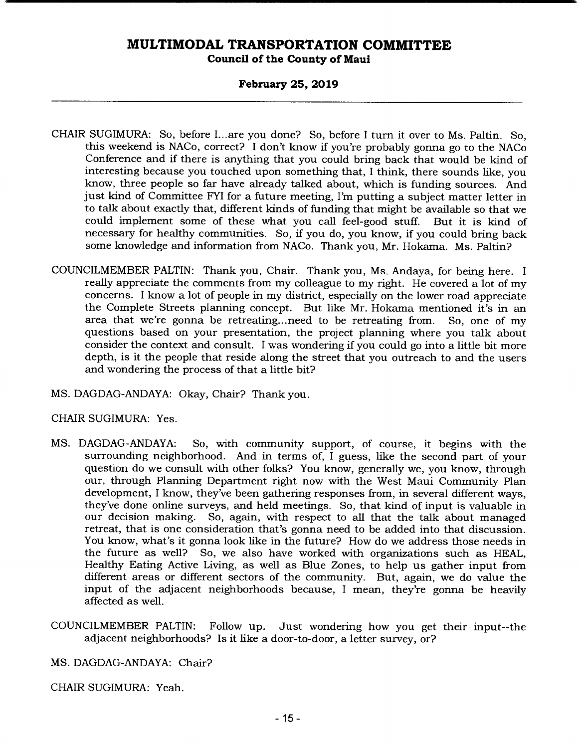CHAIR SUGIMURA: So, before I...are you done? So, before I turn it over to Ms. Paltin. So, this weekend is NACo, correct? I don't know if you're probably gonna go to the NACo Conference and if there is anything that you could bring back that would be kind of interesting because you touched upon something that, I think, there sounds like, you know, three people so far have already talked about, which is funding sources. And just kind of Committee FYI for a future meeting, I'm putting a subject matter letter in to talk about exactly that, different kinds of funding that might be available so that we could implement some of these what you call feel-good stuff. But it is kind of necessary for healthy communities. So, if you do, you know, if you could bring back some knowledge and information from NACo. Thank you, Mr. Hokama. Ms. Paltin?

COUNCILMEMBER PALTIN: Thank you, Chair. Thank you, Ms. Andaya, for being here. I really appreciate the comments from my colleague to my right. He covered a lot of my concerns. I know a lot of people in my district, especially on the lower road appreciate the Complete Streets planning concept. But like Mr. Hokama mentioned it's in an area that we're gonna be retreating...need to be retreating from. So, one of my questions based on your presentation, the project planning where you talk about consider the context and consult. I was wondering if you could go into a little bit more depth, is it the people that reside along the street that you outreach to and the users and wondering the process of that a little bit?

MS. DAGDAG-ANDAYA: Okay, Chair? Thank you.

CHAIR SUGIMURA: Yes.

MS. DAGDAG-ANDAYA: So, with community support, of course, it begins with the surrounding neighborhood. And in terms of, I guess, like the second part of your question do we consult with other folks? You know, generally we, you know, through our, through Planning Department right now with the West Maui Community Plan development, I know, they've been gathering responses from, in several different ways, they've done online surveys, and held meetings. So, that kind of input is valuable in our decision making. So, again, with respect to all that the talk about managed retreat, that is one consideration that's gonna need to be added into that discussion. You know, what's it gonna look like in the future? How do we address those needs in the future as well? So, we also have worked with organizations such as HEAL, Healthy Eating Active Living, as well as Blue Zones, to help us gather input from different areas or different sectors of the community. But, again, we do value the input of the adjacent neighborhoods because, I mean, they're gonna be heavily affected as well.

COUNCILMEMBER PALTIN: Follow up. Just wondering how you get their input--the adjacent neighborhoods? Is it like a door-to-door, a letter survey, or?

MS. DAGDAG-ANDAYA: Chair?

CHAIR SUGIMURA: Yeah.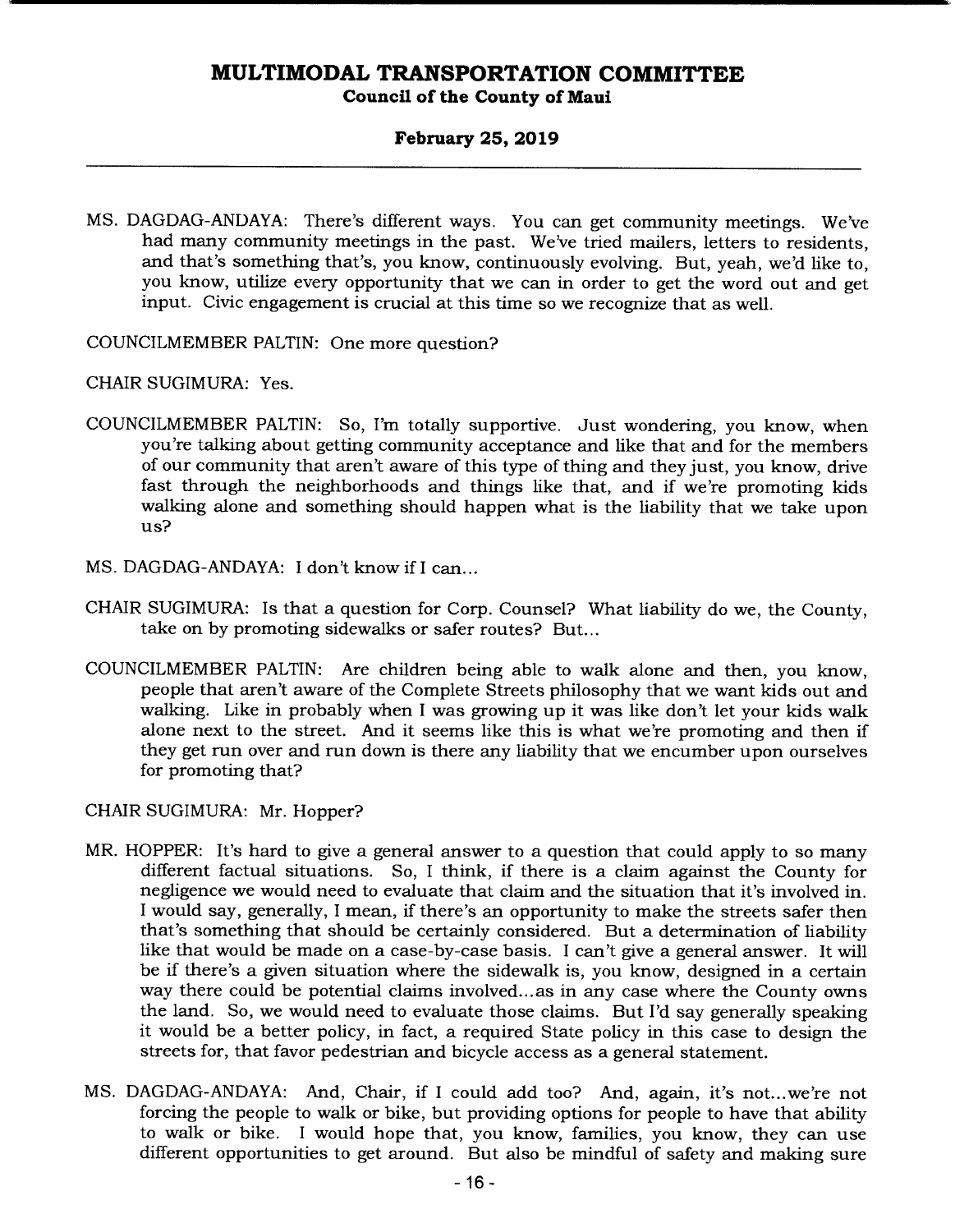MS. DAGDAG-ANDAYA: There's different ways. You can get community meetings. We've had many community meetings in the past. We've tried mailers, letters to residents, and that's something that's, you know, continuously evolving. But, yeah, we'd like to, you know, utilize every opportunity that we can in order to get the word out and get input. Civic engagement is crucial at this time so we recognize that as well.

COUNCILMEMBER PALTIN: One more question?

CHAIR SUGIMURA: Yes.

COUNCILMEMBER PALTIN: So, I'm totally supportive. Just wondering, you know, when you're talking about getting community acceptance and like that and for the members of our community that aren't aware of this type of thing and they just, you know, drive fast through the neighborhoods and things like that, and if we're promoting kids walking alone and something should happen what is the liability that we take upon us?

MS. DAGDAG-ANDAYA: I don't know if I can...

CHAIR SUGIMURA: Is that a question for Corp. Counsel? What liability do we, the County, take on by promoting sidewalks or safer routes? But...

COUNCILMEMBER PALTIN: Are children being able to walk alone and then, you know, people that aren't aware of the Complete Streets philosophy that we want kids out and walking. Like in probably when I was growing up it was like don't let your kids walk alone next to the street. And it seems like this is what we're promoting and then if they get run over and run down is there any liability that we encumber upon ourselves for promoting that?

CHAIR SUGIMURA: Mr. Hopper?

MR. HOPPER: It's hard to give a general answer to a question that could apply to so many different factual situations. So, I think, if there is a claim against the County for negligence we would need to evaluate that claim and the situation that it's involved in. I would say, generally, I mean, if there's an opportunity to make the streets safer then that's something that should be certainly considered. But a determination of liability like that would be made on a case-by-case basis. I can't give a general answer. It will be if there's a given situation where the sidewalk is, you know, designed in a certain way there could be potential claims involved...as in any case where the County owns the land. So, we would need to evaluate those claims. But I'd say generally speaking it would be a better policy, in fact, a required State policy in this case to design the streets for, that favor pedestrian and bicycle access as a general statement.

MS. DAGDAG-ANDAYA: And, Chair, if I could add too? And, again, it's not...we're not forcing the people to walk or bike, but providing options for people to have that ability to walk or bike. I would hope that, you know, families, you know, they can use different opportunities to get around. But also be mindful of safety and making sure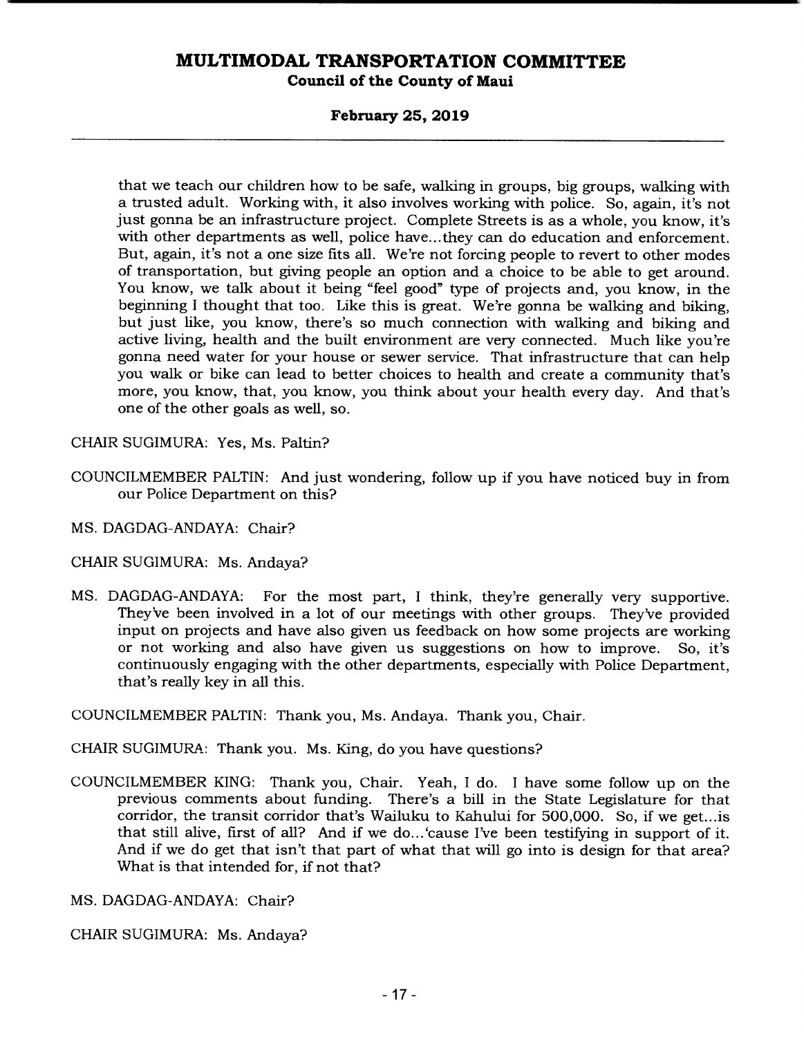that we teach our children how to be safe, walking in groups, big groups, walking with a trusted adult. Working with, it also involves working with police. So, again, it's not just gonna be an infrastructure project. Complete Streets is as a whole, you know, it's with other departments as well, police have...they can do education and enforcement. But, again, it's not a one size fits all. We're not forcing people to revert to other modes of transportation, but giving people an option and a choice to be able to get around. You know, we talk about it being "feel good" type of projects and, you know, in the beginning I thought that too. Like this is great. We're gonna be walking and biking, but just like, you know, there's so much connection with walking and biking and active living, health and the built environment are very connected. Much like you're gonna need water for your house or sewer service. That infrastructure that can help you walk or bike can lead to better choices to health and create a community that's more, you know, that, you know, you think about your health every day. And that's one of the other goals as well, so.

CHAIR SUGIMURA: Yes, Ms. Paltin?

COUNCILMEMBER PALTIN: And just wondering, follow up if you have noticed buy in from our Police Department on this?

MS. DAGDAG-ANDAYA: Chair?

CHAIR SUGIMURA: Ms. Andaya?

MS. DAGDAG-ANDAYA: For the most part, I think, they're generally very supportive. They've been involved in a lot of our meetings with other groups. They've provided input on projects and have also given us feedback on how some projects are working or not working and also have given us suggestions on how to improve. So, it's continuously engaging with the other departments, especially with Police Department, that's really key in all this.

COUNCILMEMBER PALTIN: Thank you, Ms. Andaya. Thank you, Chair.

CHAIR SUGIMURA: Thank you. Ms. King, do you have questions?

COUNCILMEMBER KING: Thank you, Chair. Yeah, I do. I have some follow up on the previous comments about funding. There's a bill in the State Legislature for that corridor, the transit corridor that's Wailuku to Kahului for 500,000. So, if we get...is that still alive, first of all? And if we do...'cause I've been testifying in support of it. And if we do get that isn't that part of what that will go into is design for that area? What is that intended for, if not that?

MS. DAGDAG-ANDAYA: Chair?

CHAIR SUGIMURA: Ms. Andaya?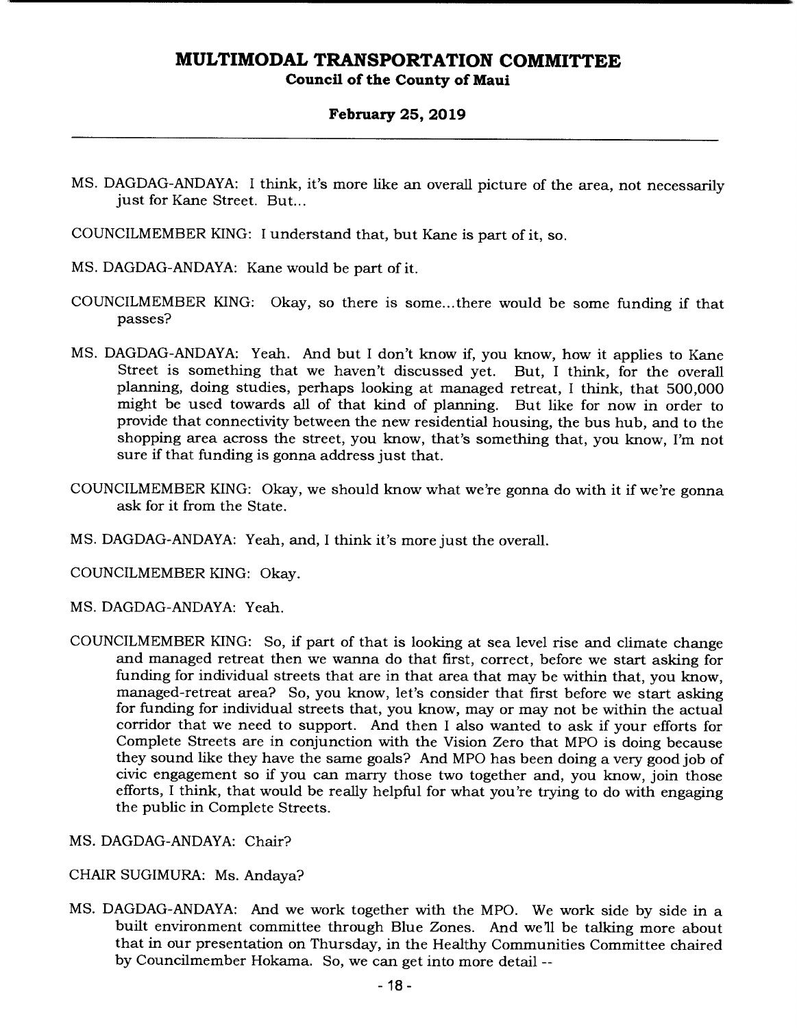MS. DAGDAG-ANDAYA: I think, it's more like an overall picture of the area, not necessarily just for Kane Street. But...

COUNCILMEMBER KING: I understand that, but Kane is part of it, so.

MS. DAGDAG-ANDAYA: Kane would be part of it.

COUNCILMEMBER KING: Okay, so there is some...there would be some funding if that passes?

MS. DAGDAG-ANDAYA: Yeah. And but I don't know if, you know, how it applies to Kane Street is something that we haven't discussed yet. But, I think, for the overall planning, doing studies, perhaps looking at managed retreat, I think, that 500,000 might be used towards all of that kind of planning. But like for now in order to provide that connectivity between the new residential housing, the bus hub, and to the shopping area across the street, you know, that's something that, you know, I'm not sure if that funding is gonna address just that.

COUNCILMEMBER KING: Okay, we should know what we're gonna do with it if we're gonna ask for it from the State.

MS. DAGDAG-ANDAYA: Yeah, and, I think it's more just the overall.

COUNCILMEMBER KING: Okay.

MS. DAGDAG-ANDAYA: Yeah.

COUNCILMEMBER KING: So, if part of that is looking at sea level rise and climate change and managed retreat then we wanna do that first, correct, before we start asking for funding for individual streets that are in that area that may be within that, you know, managed-retreat area? So, you know, let's consider that first before we start asking for funding for individual streets that, you know, may or may not be within the actual corridor that we need to support. And then I also wanted to ask if your efforts for Complete Streets are in conjunction with the Vision Zero that MPO is doing because they sound like they have the same goals? And MPO has been doing a very good job of civic engagement so if you can marry those two together and, you know, join those efforts, I think, that would be really helpful for what you're trying to do with engaging the public in Complete Streets.

MS. DAGDAG-ANDAYA: Chair?

CHAIR SUGIMURA: Ms. Andaya?

MS. DAGDAG-ANDAYA: And we work together with the MPO. We work side by side in a built environment committee through Blue Zones. And we'll be talking more about that in our presentation on Thursday, in the Healthy Communities Committee chaired by Councilmember Hokama. So, we can get into more detail --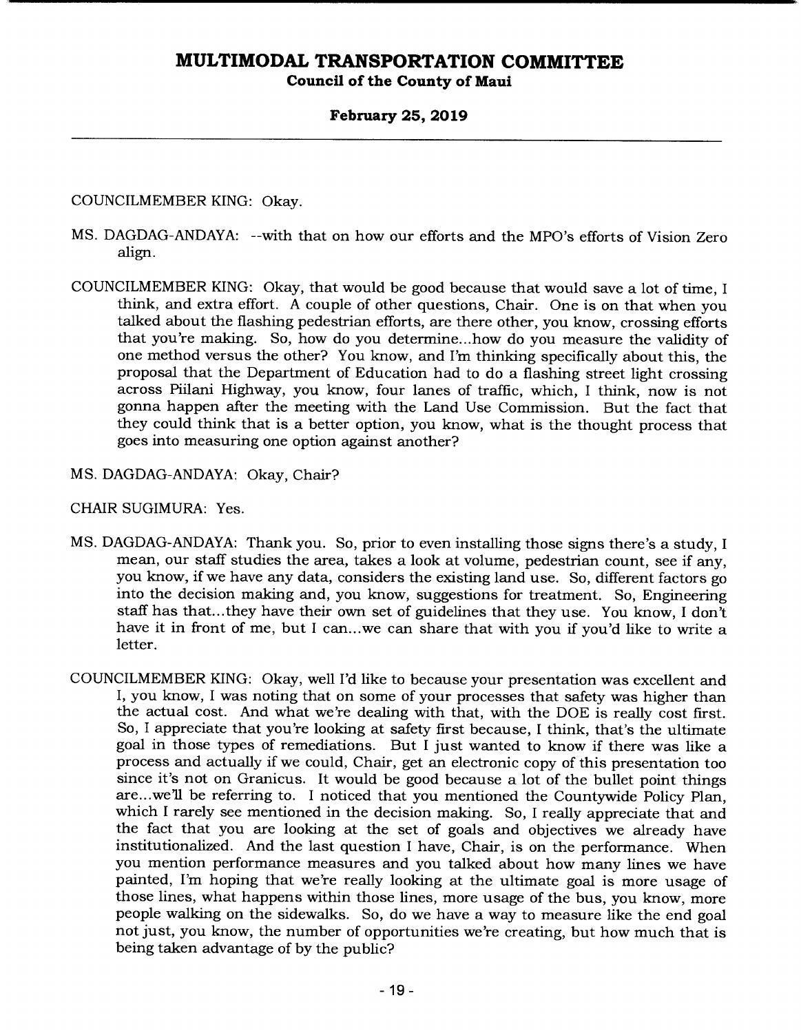COUNCILMEMBER KING: Okay.

MS. DAGDAG-ANDAYA: --with that on how our efforts and the MPO's efforts of Vision Zero align.

COUNCILMEMBER KING: Okay, that would be good because that would save a lot of time, I think, and extra effort. A couple of other questions, Chair. One is on that when you talked about the flashing pedestrian efforts, are there other, you know, crossing efforts that you're making. So, how do you determine...how do you measure the validity of one method versus the other? You know, and I'm thinking specifically about this, the proposal that the Department of Education had to do a flashing street light crossing across Piilani Highway, you know, four lanes of traffic, which, I think, now is not gonna happen after the meeting with the Land Use Commission. But the fact that they could think that is a better option, you know, what is the thought process that goes into measuring one option against another?

MS. DAGDAG-ANDAYA: Okay, Chair?

CHAIR SUGIMURA: Yes.

MS. DAGDAG-ANDAYA: Thank you. So, prior to even installing those signs there's a study, I mean, our staff studies the area, takes a look at volume, pedestrian count, see if any, you know, if we have any data, considers the existing land use. So, different factors go into the decision making and, you know, suggestions for treatment. So, Engineering staff has that...they have their own set of guidelines that they use. You know, I don't have it in front of me, but I can...we can share that with you if you'd like to write a letter.

COUNCILMEMBER KING: Okay, well I'd like to because your presentation was excellent and I, you know, I was noting that on some of your processes that safety was higher than the actual cost. And what we're dealing with that, with the DOE is really cost first. So, I appreciate that you're looking at safety first because, I think, that's the ultimate goal in those types of remediations. But I just wanted to know if there was like a process and actually if we could, Chair, get an electronic copy of this presentation too since it's not on Granicus. It would be good because a lot of the bullet point things are...we'll be referring to. I noticed that you mentioned the Countywide Policy Plan, which I rarely see mentioned in the decision making. So, I really appreciate that and the fact that you are looking at the set of goals and objectives we already have institutionalized. And the last question I have, Chair, is on the performance. When you mention performance measures and you talked about how many lines we have painted, I'm hoping that we're really looking at the ultimate goal is more usage of those lines, what happens within those lines, more usage of the bus, you know, more people walking on the sidewalks. So, do we have a way to measure like the end goal not just, you know, the number of opportunities we're creating, but how much that is being taken advantage of by the public?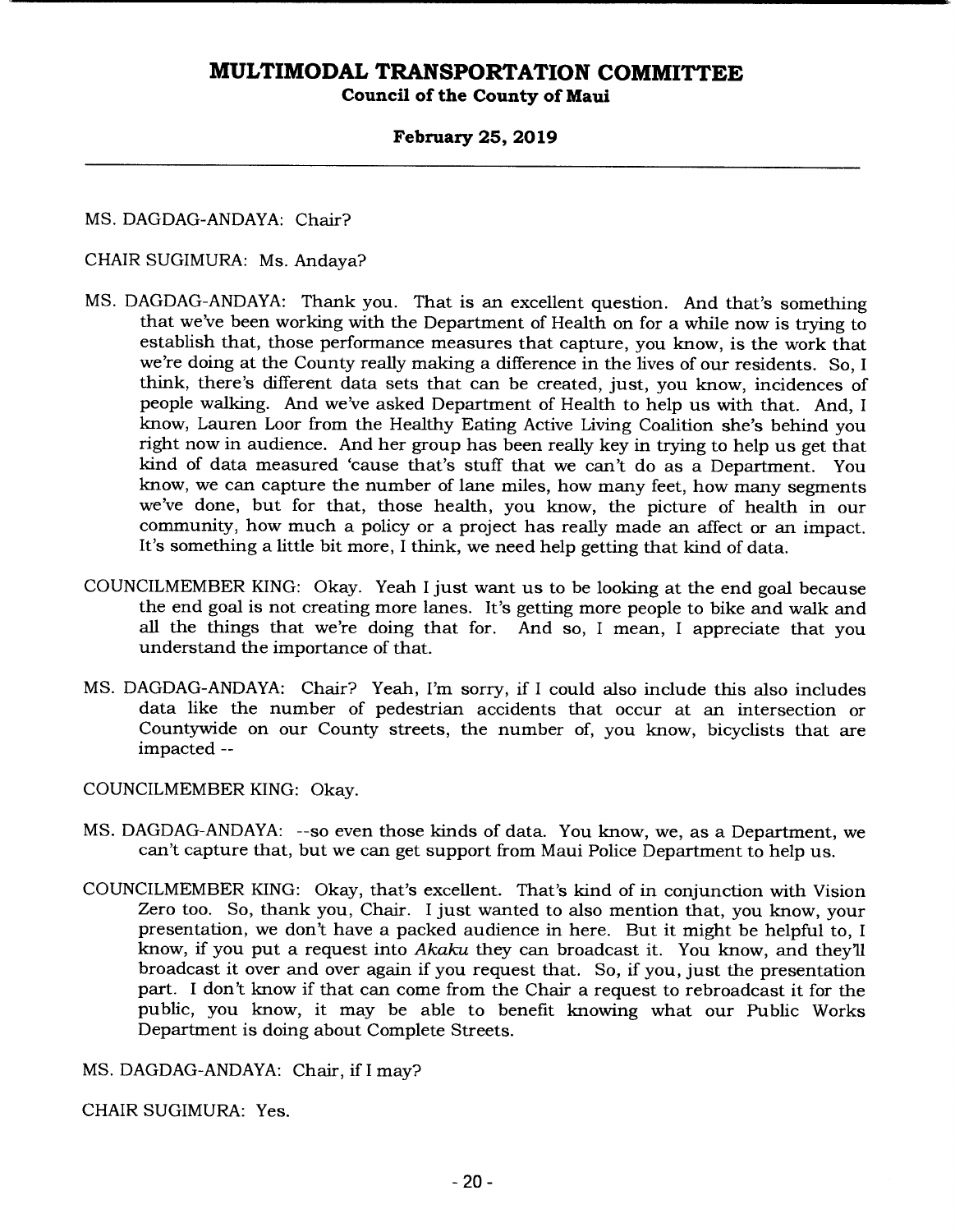MS. DAGDAG-ANDAYA: Chair?

CHAIR SUGIMURA: Ms. Andaya?

MS. DAGDAG-ANDAYA: Thank you. That is an excellent question. And that's something that we've been working with the Department of Health on for a while now is trying to establish that, those performance measures that capture, you know, is the work that we're doing at the County really making a difference in the lives of our residents. So, I think, there's different data sets that can be created, just, you know, incidences of people walking. And we've asked Department of Health to help us with that. And, I know, Lauren Loor from the Healthy Eating Active Living Coalition she's behind you right now in audience. And her group has been really key in trying to help us get that kind of data measured 'cause that's stuff that we can't do as a Department. You know, we can capture the number of lane miles, how many feet, how many segments we've done, but for that, those health, you know, the picture of health in our community, how much a policy or a project has really made an affect or an impact. It's something a little bit more, I think, we need help getting that kind of data.

COUNCILMEMBER KING: Okay. Yeah I just want us to be looking at the end goal because the end goal is not creating more lanes. It's getting more people to bike and walk and all the things that we're doing that for. And so, I mean, I appreciate that you understand the importance of that.

MS. DAGDAG-ANDAYA: Chair? Yeah, I'm sorry, if I could also include this also includes data like the number of pedestrian accidents that occur at an intersection or Countywide on our County streets, the number of, you know, bicyclists that are impacted --

COUNCILMEMBER KING: Okay.

MS. DAGDAG-ANDAYA: --so even those kinds of data. You know, we, as a Department, we can't capture that, but we can get support from Maui Police Department to help us.

COUNCILMEMBER KING: Okay, that's excellent. That's kind of in conjunction with Vision Zero too. So, thank you, Chair. I just wanted to also mention that, you know, your presentation, we don't have a packed audience in here. But it might be helpful to, I know, if you put a request into *Akaku* they can broadcast it. You know, and they'll broadcast it over and over again if you request that. So, if you, just the presentation part. I don't know if that can come from the Chair a request to rebroadcast it for the public, you know, it may be able to benefit knowing what our Public Works Department is doing about Complete Streets.

MS. DAGDAG-ANDAYA: Chair, if I may?

CHAIR SUGIMURA: Yes.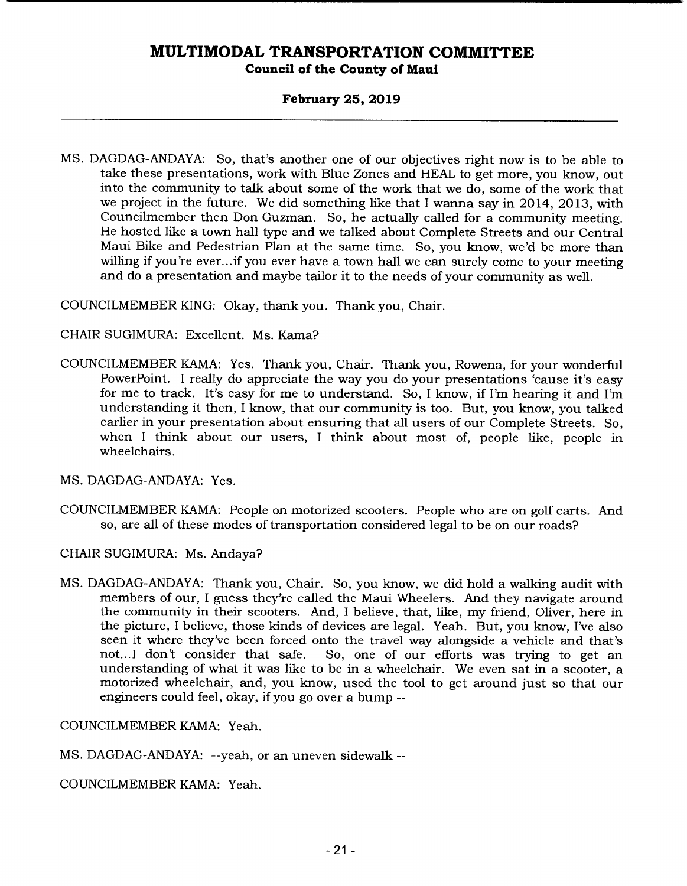MS. DAGDAG-ANDAYA: So, that's another one of our objectives right now is to be able to take these presentations, work with Blue Zones and HEAL to get more, you know, out into the community to talk about some of the work that we do, some of the work that we project in the future. We did something like that I wanna say in 2014, 2013, with Councilmember then Don Guzman. So, he actually called for a community meeting. He hosted like a town hall type and we talked about Complete Streets and our Central Maui Bike and Pedestrian Plan at the same time. So, you know, we'd be more than willing if you're ever...if you ever have a town hall we can surely come to your meeting and do a presentation and maybe tailor it to the needs of your community as well.

COUNCILMEMBER KING: Okay, thank you. Thank you, Chair.

CHAIR SUGIMURA: Excellent. Ms. Kama?

COUNCILMEMBER KAMA: Yes. Thank you, Chair. Thank you, Rowena, for your wonderful PowerPoint. I really do appreciate the way you do your presentations 'cause it's easy for me to track. It's easy for me to understand. So, I know, if I'm hearing it and I'm understanding it then, I know, that our community is too. But, you know, you talked earlier in your presentation about ensuring that all users of our Complete Streets. So, when I think about our users, I think about most of, people like, people in wheelchairs.

MS. DAGDAG-ANDAYA: Yes.

COUNCILMEMBER KAMA: People on motorized scooters. People who are on golf carts. And so, are all of these modes of transportation considered legal to be on our roads?

CHAIR SUGIMURA: Ms. Andaya?

MS. DAGDAG-ANDAYA: Thank you, Chair. So, you know, we did hold a walking audit with members of our, I guess they're called the Maui Wheelers. And they navigate around the community in their scooters. And, I believe, that, like, my friend, Oliver, here in the picture, I believe, those kinds of devices are legal. Yeah. But, you know, I've also seen it where they've been forced onto the travel way alongside a vehicle and that's not...I don't consider that safe. So, one of our efforts was trying to get an understanding of what it was like to be in a wheelchair. We even sat in a scooter, a motorized wheelchair, and, you know, used the tool to get around just so that our engineers could feel, okay, if you go over a bump --

COUNCILMEMBER KAMA: Yeah.

MS. DAGDAG-ANDAYA: --yeah, or an uneven sidewalk --

COUNCILMEMBER KAMA: Yeah.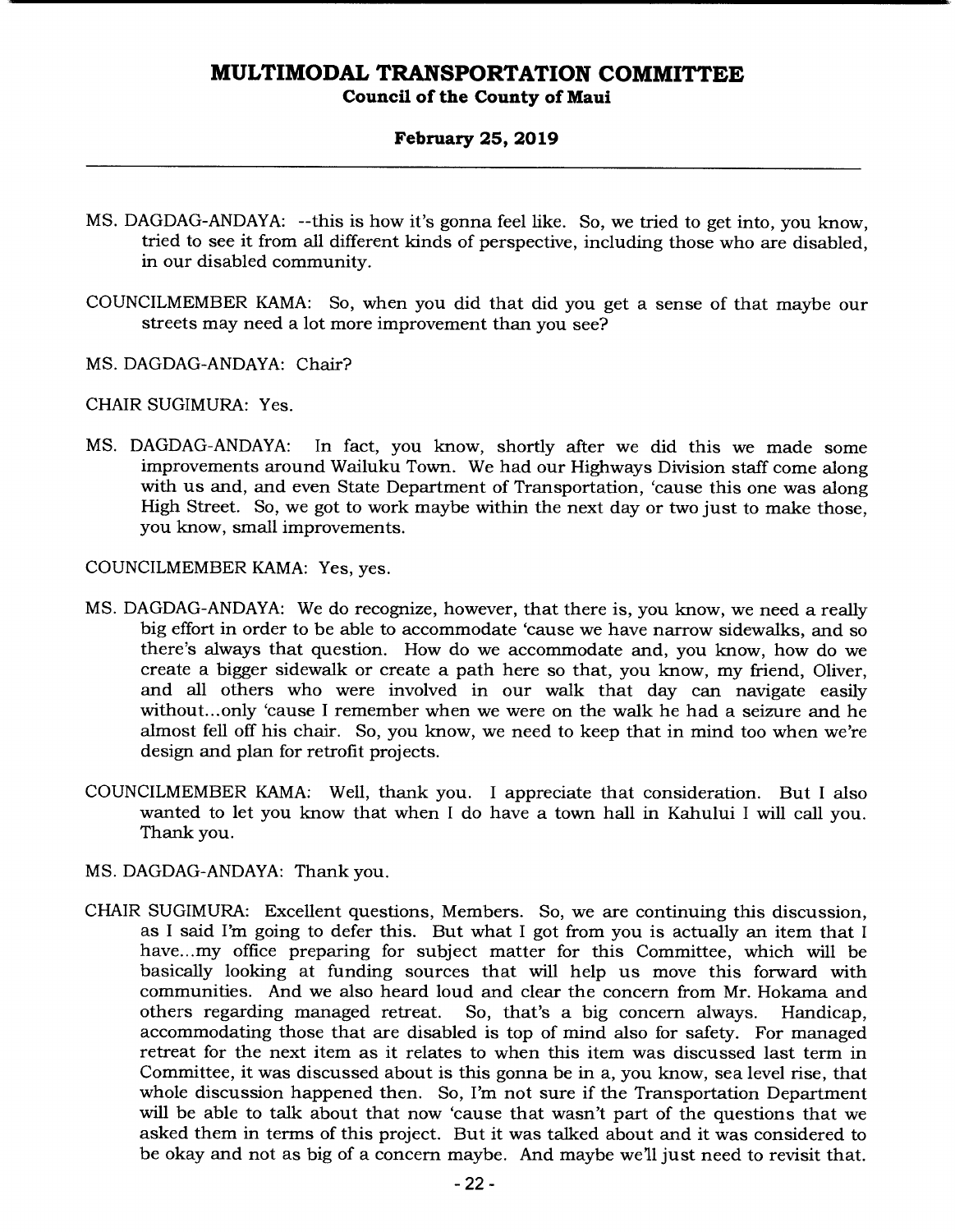MS. DAGDAG-ANDAYA: --this is how it's gonna feel like. So, we tried to get into, you know, tried to see it from all different kinds of perspective, including those who are disabled, in our disabled community.

COUNCILMEMBER KAMA: So, when you did that did you get a sense of that maybe our streets may need a lot more improvement than you see?

MS. DAGDAG-ANDAYA: Chair?

CHAIR SUGIMURA: Yes.

MS. DAGDAG-ANDAYA: In fact, you know, shortly after we did this we made some improvements around Wailuku Town. We had our Highways Division staff come along with us and, and even State Department of Transportation, 'cause this one was along High Street. So, we got to work maybe within the next day or two just to make those, you know, small improvements.

COUNCILMEMBER KAMA: Yes, yes.

MS. DAGDAG-ANDAYA: We do recognize, however, that there is, you know, we need a really big effort in order to be able to accommodate 'cause we have narrow sidewalks, and so there's always that question. How do we accommodate and, you know, how do we create a bigger sidewalk or create a path here so that, you know, my friend, Oliver, and all others who were involved in our walk that day can navigate easily without...only 'cause I remember when we were on the walk he had a seizure and he almost fell off his chair. So, you know, we need to keep that in mind too when we're design and plan for retrofit projects.

COUNCILMEMBER KAMA: Well, thank you. I appreciate that consideration. But I also wanted to let you know that when I do have a town hall in Kahului I will call you. Thank you.

MS. DAGDAG-ANDAYA: Thank you.

CHAIR SUGIMURA: Excellent questions, Members. So, we are continuing this discussion, as I said I'm going to defer this. But what I got from you is actually an item that I have...my office preparing for subject matter for this Committee, which will be basically looking at funding sources that will help us move this forward with communities. And we also heard loud and clear the concern from Mr. Hokama and others regarding managed retreat. So, that's a big concern always. Handicap, accommodating those that are disabled is top of mind also for safety. For managed retreat for the next item as it relates to when this item was discussed last term in Committee, it was discussed about is this gonna be in a, you know, sea level rise, that whole discussion happened then. So, I'm not sure if the Transportation Department will be able to talk about that now 'cause that wasn't part of the questions that we asked them in terms of this project. But it was talked about and it was considered to be okay and not as big of a concern maybe. And maybe we'll just need to revisit that.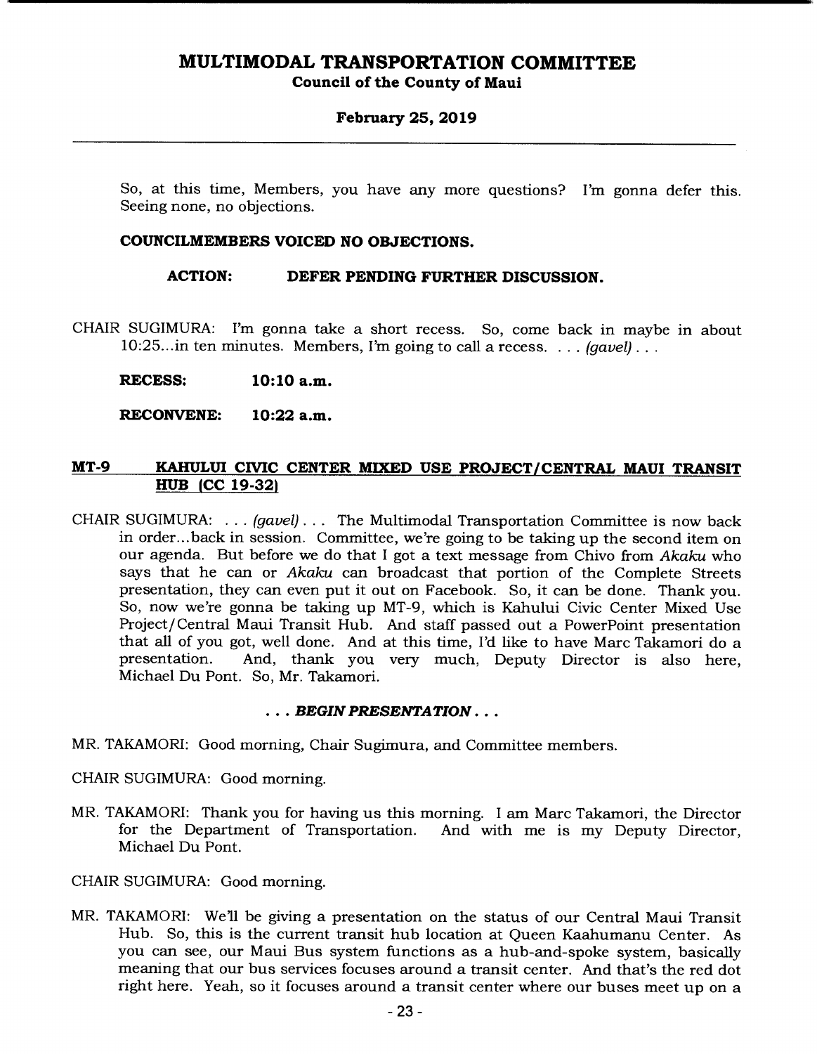So, at this time, Members, you have any more questions? I'm gonna defer this. Seeing none, no objections.

**COUNCILMEMBERS VOICED NO OBJECTIONS.**

**ACTION: DEFER PENDING FURTHER DISCUSSION.**

CHAIR SUGIMURA: I'm gonna take a short recess. So, come back in maybe in about 10:25...in ten minutes. Members, I'm going to call a recess. . . . *(gavel)* . . .

**RECESS: 10:10 a.m.**

**RECONVENE: 10:22 a.m.**

## MT-9 KAHULUI CIVIC CENTER MIXED USE PROJECT/CENTRAL MAUI TRANSIT HUB (CC 19-32)

CHAIR SUGIMURA: . . . *(gavel)* . . . The Multimodal Transportation Committee is now back in order...back in session. Committee, we're going to be taking up the second item on our agenda. But before we do that I got a text message from Chivo from *Akaku* who says that he can or *Akaku* can broadcast that portion of the Complete Streets presentation, they can even put it out on Facebook. So, it can be done. Thank you. So, now we're gonna be taking up MT-9, which is Kahului Civic Center Mixed Use Project/Central Maui Transit Hub. And staff passed out a PowerPoint presentation that all of you got, well done. And at this time, I'd like to have Marc Takamori do a presentation. And, thank you very much, Deputy Director is also here, Michael Du Pont. So, Mr. Takamori.

. . . ***BEGIN PRESENTATION*** . . .

MR. TAKAMORI: Good morning, Chair Sugimura, and Committee members.

CHAIR SUGIMURA: Good morning.

MR. TAKAMORI: Thank you for having us this morning. I am Marc Takamori, the Director for the Department of Transportation. And with me is my Deputy Director, Michael Du Pont.

CHAIR SUGIMURA: Good morning.

MR. TAKAMORI: We'll be giving a presentation on the status of our Central Maui Transit Hub. So, this is the current transit hub location at Queen Kaahumanu Center. As you can see, our Maui Bus system functions as a hub-and-spoke system, basically meaning that our bus services focuses around a transit center. And that's the red dot right here. Yeah, so it focuses around a transit center where our buses meet up on a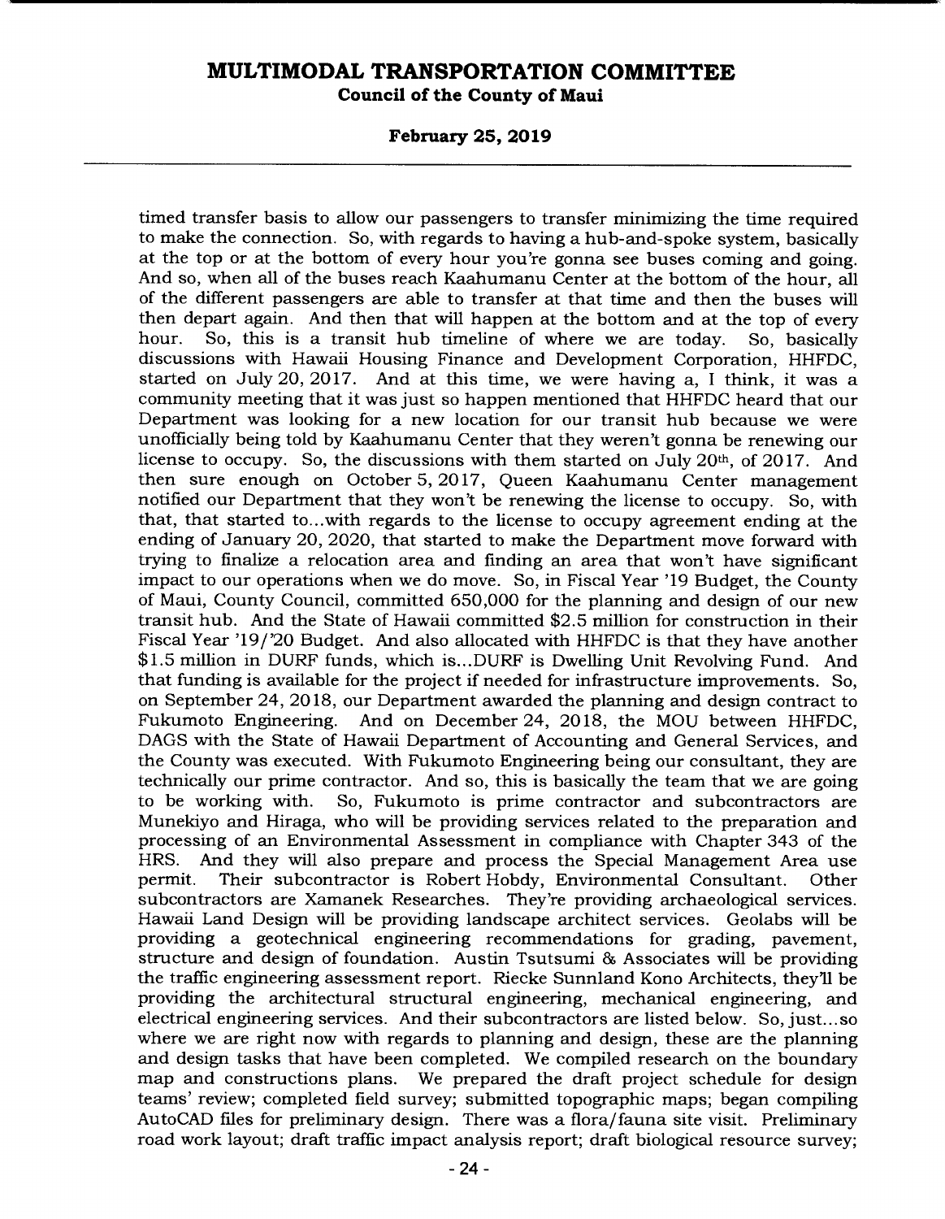timed transfer basis to allow our passengers to transfer minimizing the time required to make the connection. So, with regards to having a hub-and-spoke system, basically at the top or at the bottom of every hour you're gonna see buses coming and going. And so, when all of the buses reach Kaahumanu Center at the bottom of the hour, all of the different passengers are able to transfer at that time and then the buses will then depart again. And then that will happen at the bottom and at the top of every hour. So, this is a transit hub timeline of where we are today. So, basically discussions with Hawaii Housing Finance and Development Corporation, HHFDC, started on July 20, 2017. And at this time, we were having a, I think, it was a community meeting that it was just so happen mentioned that HHFDC heard that our Department was looking for a new location for our transit hub because we were unofficially being told by Kaahumanu Center that they weren't gonna be renewing our license to occupy. So, the discussions with them started on July 20th, of 2017. And then sure enough on October 5, 2017, Queen Kaahumanu Center management notified our Department that they won't be renewing the license to occupy. So, with that, that started to...with regards to the license to occupy agreement ending at the ending of January 20, 2020, that started to make the Department move forward with trying to finalize a relocation area and finding an area that won't have significant impact to our operations when we do move. So, in Fiscal Year '19 Budget, the County of Maui, County Council, committed 650,000 for the planning and design of our new transit hub. And the State of Hawaii committed $2.5 million for construction in their Fiscal Year '19/'20 Budget. And also allocated with HHFDC is that they have another $1.5 million in DURF funds, which is...DURF is Dwelling Unit Revolving Fund. And that funding is available for the project if needed for infrastructure improvements. So, on September 24, 2018, our Department awarded the planning and design contract to Fukumoto Engineering. And on December 24, 2018, the MOU between HHFDC, DAGS with the State of Hawaii Department of Accounting and General Services, and the County was executed. With Fukumoto Engineering being our consultant, they are technically our prime contractor. And so, this is basically the team that we are going to be working with. So, Fukumoto is prime contractor and subcontractors are Munekiyo and Hiraga, who will be providing services related to the preparation and processing of an Environmental Assessment in compliance with Chapter 343 of the HRS. And they will also prepare and process the Special Management Area use permit. Their subcontractor is Robert Hobdy, Environmental Consultant. Other subcontractors are Xamanek Researches. They're providing archaeological services. Hawaii Land Design will be providing landscape architect services. Geolabs will be providing a geotechnical engineering recommendations for grading, pavement, structure and design of foundation. Austin Tsutsumi & Associates will be providing the traffic engineering assessment report. Riecke Sunnland Kono Architects, they'll be providing the architectural structural engineering, mechanical engineering, and electrical engineering services. And their subcontractors are listed below. So, just...so where we are right now with regards to planning and design, these are the planning and design tasks that have been completed. We compiled research on the boundary map and constructions plans. We prepared the draft project schedule for design teams' review; completed field survey; submitted topographic maps; began compiling AutoCAD files for preliminary design. There was a flora/fauna site visit. Preliminary road work layout; draft traffic impact analysis report; draft biological resource survey;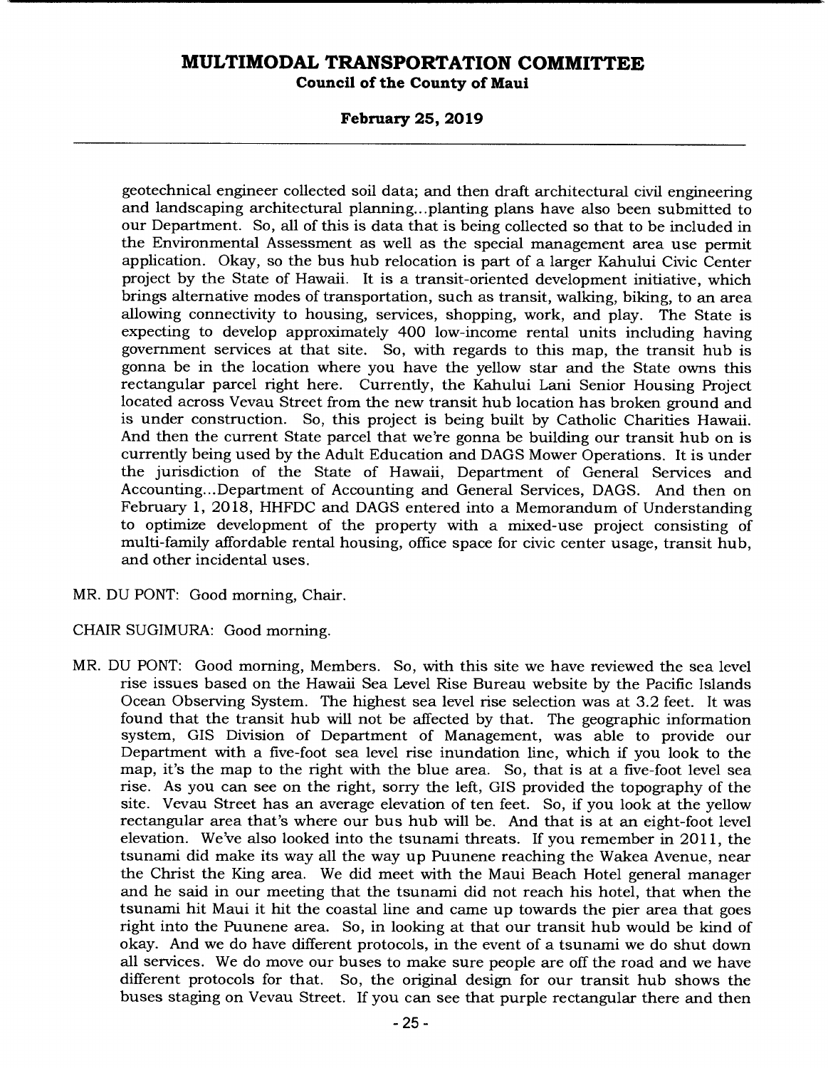geotechnical engineer collected soil data; and then draft architectural civil engineering and landscaping architectural planning...planting plans have also been submitted to our Department. So, all of this is data that is being collected so that to be included in the Environmental Assessment as well as the special management area use permit application. Okay, so the bus hub relocation is part of a larger Kahului Civic Center project by the State of Hawaii. It is a transit-oriented development initiative, which brings alternative modes of transportation, such as transit, walking, biking, to an area allowing connectivity to housing, services, shopping, work, and play. The State is expecting to develop approximately 400 low-income rental units including having government services at that site. So, with regards to this map, the transit hub is gonna be in the location where you have the yellow star and the State owns this rectangular parcel right here. Currently, the Kahului Lani Senior Housing Project located across Vevau Street from the new transit hub location has broken ground and is under construction. So, this project is being built by Catholic Charities Hawaii. And then the current State parcel that we're gonna be building our transit hub on is currently being used by the Adult Education and DAGS Mower Operations. It is under the jurisdiction of the State of Hawaii, Department of General Services and Accounting...Department of Accounting and General Services, DAGS. And then on February 1, 2018, HHFDC and DAGS entered into a Memorandum of Understanding to optimize development of the property with a mixed-use project consisting of multi-family affordable rental housing, office space for civic center usage, transit hub, and other incidental uses.

MR. DU PONT: Good morning, Chair.

CHAIR SUGIMURA: Good morning.

MR. DU PONT: Good morning, Members. So, with this site we have reviewed the sea level rise issues based on the Hawaii Sea Level Rise Bureau website by the Pacific Islands Ocean Observing System. The highest sea level rise selection was at 3.2 feet. It was found that the transit hub will not be affected by that. The geographic information system, GIS Division of Department of Management, was able to provide our Department with a five-foot sea level rise inundation line, which if you look to the map, it's the map to the right with the blue area. So, that is at a five-foot level sea rise. As you can see on the right, sorry the left, GIS provided the topography of the site. Vevau Street has an average elevation of ten feet. So, if you look at the yellow rectangular area that's where our bus hub will be. And that is at an eight-foot level elevation. We've also looked into the tsunami threats. If you remember in 2011, the tsunami did make its way all the way up Puunene reaching the Wakea Avenue, near the Christ the King area. We did meet with the Maui Beach Hotel general manager and he said in our meeting that the tsunami did not reach his hotel, that when the tsunami hit Maui it hit the coastal line and came up towards the pier area that goes right into the Puunene area. So, in looking at that our transit hub would be kind of okay. And we do have different protocols, in the event of a tsunami we do shut down all services. We do move our buses to make sure people are off the road and we have different protocols for that. So, the original design for our transit hub shows the buses staging on Vevau Street. If you can see that purple rectangular there and then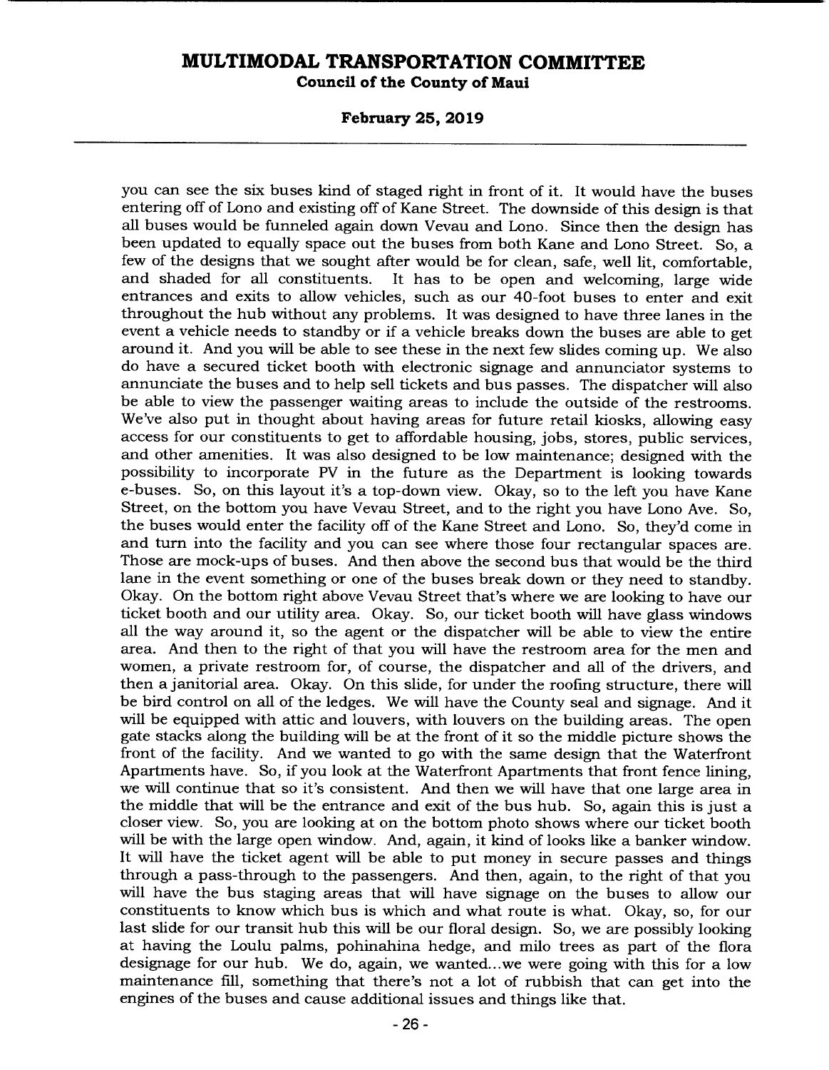you can see the six buses kind of staged right in front of it. It would have the buses entering off of Lono and existing off of Kane Street. The downside of this design is that all buses would be funneled again down Vevau and Lono. Since then the design has been updated to equally space out the buses from both Kane and Lono Street. So, a few of the designs that we sought after would be for clean, safe, well lit, comfortable, and shaded for all constituents. It has to be open and welcoming, large wide entrances and exits to allow vehicles, such as our 40-foot buses to enter and exit throughout the hub without any problems. It was designed to have three lanes in the event a vehicle needs to standby or if a vehicle breaks down the buses are able to get around it. And you will be able to see these in the next few slides coming up. We also do have a secured ticket booth with electronic signage and annunciator systems to annunciate the buses and to help sell tickets and bus passes. The dispatcher will also be able to view the passenger waiting areas to include the outside of the restrooms. We've also put in thought about having areas for future retail kiosks, allowing easy access for our constituents to get to affordable housing, jobs, stores, public services, and other amenities. It was also designed to be low maintenance; designed with the possibility to incorporate PV in the future as the Department is looking towards e-buses. So, on this layout it's a top-down view. Okay, so to the left you have Kane Street, on the bottom you have Vevau Street, and to the right you have Lono Ave. So, the buses would enter the facility off of the Kane Street and Lono. So, they'd come in and turn into the facility and you can see where those four rectangular spaces are. Those are mock-ups of buses. And then above the second bus that would be the third lane in the event something or one of the buses break down or they need to standby. Okay. On the bottom right above Vevau Street that's where we are looking to have our ticket booth and our utility area. Okay. So, our ticket booth will have glass windows all the way around it, so the agent or the dispatcher will be able to view the entire area. And then to the right of that you will have the restroom area for the men and women, a private restroom for, of course, the dispatcher and all of the drivers, and then a janitorial area. Okay. On this slide, for under the roofing structure, there will be bird control on all of the ledges. We will have the County seal and signage. And it will be equipped with attic and louvers, with louvers on the building areas. The open gate stacks along the building will be at the front of it so the middle picture shows the front of the facility. And we wanted to go with the same design that the Waterfront Apartments have. So, if you look at the Waterfront Apartments that front fence lining, we will continue that so it's consistent. And then we will have that one large area in the middle that will be the entrance and exit of the bus hub. So, again this is just a closer view. So, you are looking at on the bottom photo shows where our ticket booth will be with the large open window. And, again, it kind of looks like a banker window. It will have the ticket agent will be able to put money in secure passes and things through a pass-through to the passengers. And then, again, to the right of that you will have the bus staging areas that will have signage on the buses to allow our constituents to know which bus is which and what route is what. Okay, so, for our last slide for our transit hub this will be our floral design. So, we are possibly looking at having the Loulu palms, pohinahina hedge, and milo trees as part of the flora designage for our hub. We do, again, we wanted...we were going with this for a low maintenance fill, something that there's not a lot of rubbish that can get into the engines of the buses and cause additional issues and things like that.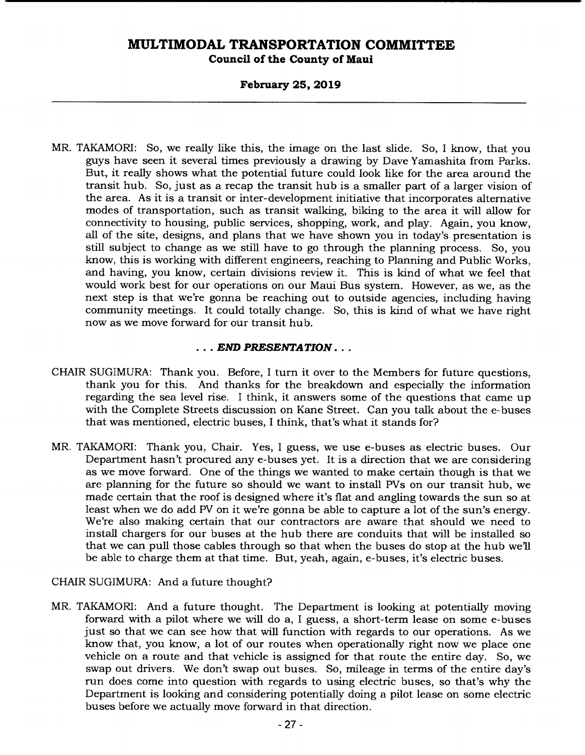MR. TAKAMORI: So, we really like this, the image on the last slide. So, I know, that you guys have seen it several times previously a drawing by Dave Yamashita from Parks. But, it really shows what the potential future could look like for the area around the transit hub. So, just as a recap the transit hub is a smaller part of a larger vision of the area. As it is a transit or inter-development initiative that incorporates alternative modes of transportation, such as transit walking, biking to the area it will allow for connectivity to housing, public services, shopping, work, and play. Again, you know, all of the site, designs, and plans that we have shown you in today's presentation is still subject to change as we still have to go through the planning process. So, you know, this is working with different engineers, reaching to Planning and Public Works, and having, you know, certain divisions review it. This is kind of what we feel that would work best for our operations on our Maui Bus system. However, as we, as the next step is that we're gonna be reaching out to outside agencies, including having community meetings. It could totally change. So, this is kind of what we have right now as we move forward for our transit hub.

***. . . END PRESENTATION . . .***

CHAIR SUGIMURA: Thank you. Before, I turn it over to the Members for future questions, thank you for this. And thanks for the breakdown and especially the information regarding the sea level rise. I think, it answers some of the questions that came up with the Complete Streets discussion on Kane Street. Can you talk about the e-buses that was mentioned, electric buses, I think, that's what it stands for?

MR. TAKAMORI: Thank you, Chair. Yes, I guess, we use e-buses as electric buses. Our Department hasn't procured any e-buses yet. It is a direction that we are considering as we move forward. One of the things we wanted to make certain though is that we are planning for the future so should we want to install PVs on our transit hub, we made certain that the roof is designed where it's flat and angling towards the sun so at least when we do add PV on it we're gonna be able to capture a lot of the sun's energy. We're also making certain that our contractors are aware that should we need to install chargers for our buses at the hub there are conduits that will be installed so that we can pull those cables through so that when the buses do stop at the hub we'll be able to charge them at that time. But, yeah, again, e-buses, it's electric buses.

CHAIR SUGIMURA: And a future thought?

MR. TAKAMORI: And a future thought. The Department is looking at potentially moving forward with a pilot where we will do a, I guess, a short-term lease on some e-buses just so that we can see how that will function with regards to our operations. As we know that, you know, a lot of our routes when operationally right now we place one vehicle on a route and that vehicle is assigned for that route the entire day. So, we swap out drivers. We don't swap out buses. So, mileage in terms of the entire day's run does come into question with regards to using electric buses, so that's why the Department is looking and considering potentially doing a pilot lease on some electric buses before we actually move forward in that direction.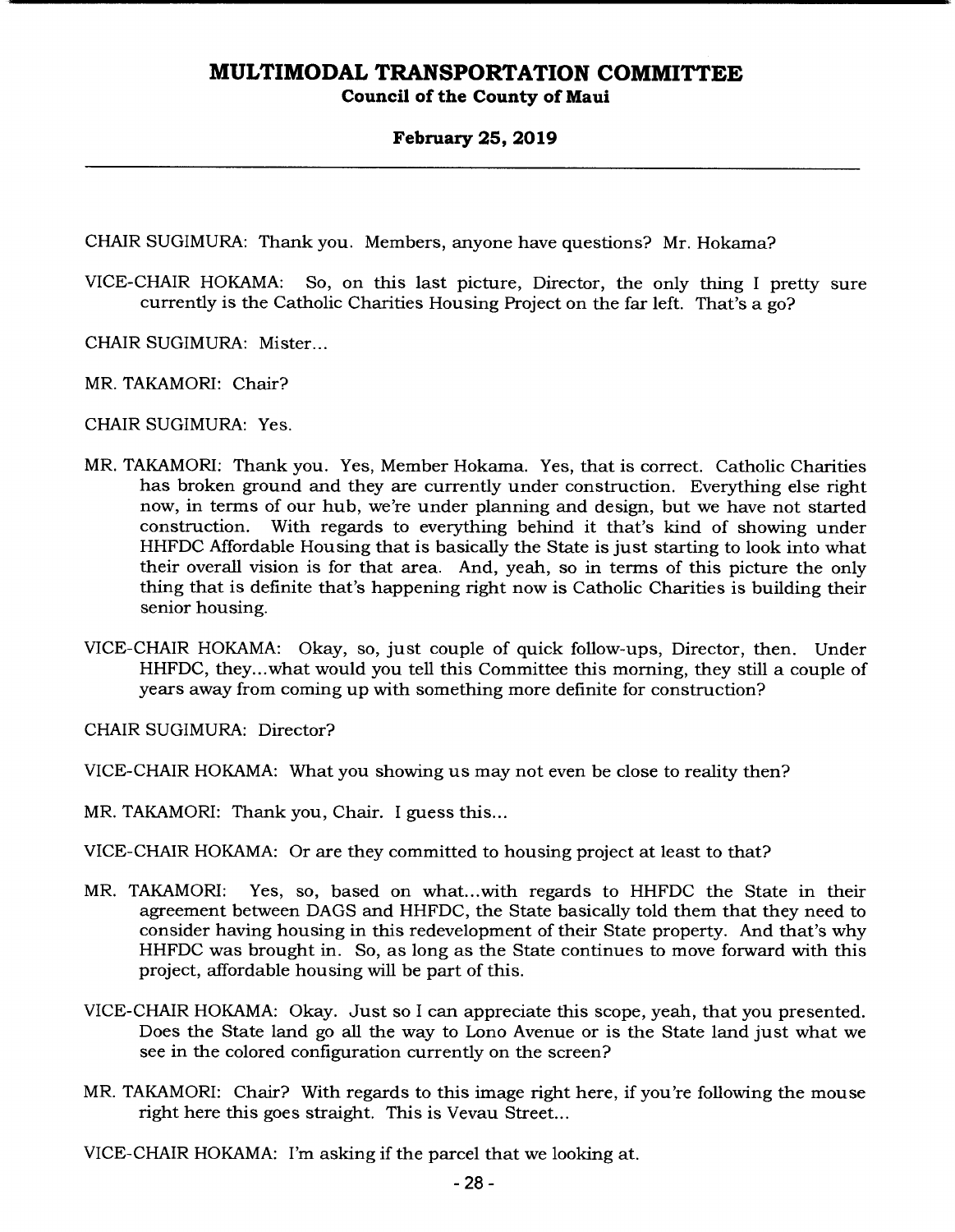CHAIR SUGIMURA: Thank you. Members, anyone have questions? Mr. Hokama?

VICE-CHAIR HOKAMA: So, on this last picture, Director, the only thing I pretty sure currently is the Catholic Charities Housing Project on the far left. That's a go?

CHAIR SUGIMURA: Mister...

MR. TAKAMORI: Chair?

CHAIR SUGIMURA: Yes.

MR. TAKAMORI: Thank you. Yes, Member Hokama. Yes, that is correct. Catholic Charities has broken ground and they are currently under construction. Everything else right now, in terms of our hub, we're under planning and design, but we have not started construction. With regards to everything behind it that's kind of showing under HHFDC Affordable Housing that is basically the State is just starting to look into what their overall vision is for that area. And, yeah, so in terms of this picture the only thing that is definite that's happening right now is Catholic Charities is building their senior housing.

VICE-CHAIR HOKAMA: Okay, so, just couple of quick follow-ups, Director, then. Under HHFDC, they...what would you tell this Committee this morning, they still a couple of years away from coming up with something more definite for construction?

CHAIR SUGIMURA: Director?

VICE-CHAIR HOKAMA: What you showing us may not even be close to reality then?

MR. TAKAMORI: Thank you, Chair. I guess this...

VICE-CHAIR HOKAMA: Or are they committed to housing project at least to that?

MR. TAKAMORI: Yes, so, based on what...with regards to HHFDC the State in their agreement between DAGS and HHFDC, the State basically told them that they need to consider having housing in this redevelopment of their State property. And that's why HHFDC was brought in. So, as long as the State continues to move forward with this project, affordable housing will be part of this.

VICE-CHAIR HOKAMA: Okay. Just so I can appreciate this scope, yeah, that you presented. Does the State land go all the way to Lono Avenue or is the State land just what we see in the colored configuration currently on the screen?

MR. TAKAMORI: Chair? With regards to this image right here, if you're following the mouse right here this goes straight. This is Vevau Street...

VICE-CHAIR HOKAMA: I'm asking if the parcel that we looking at.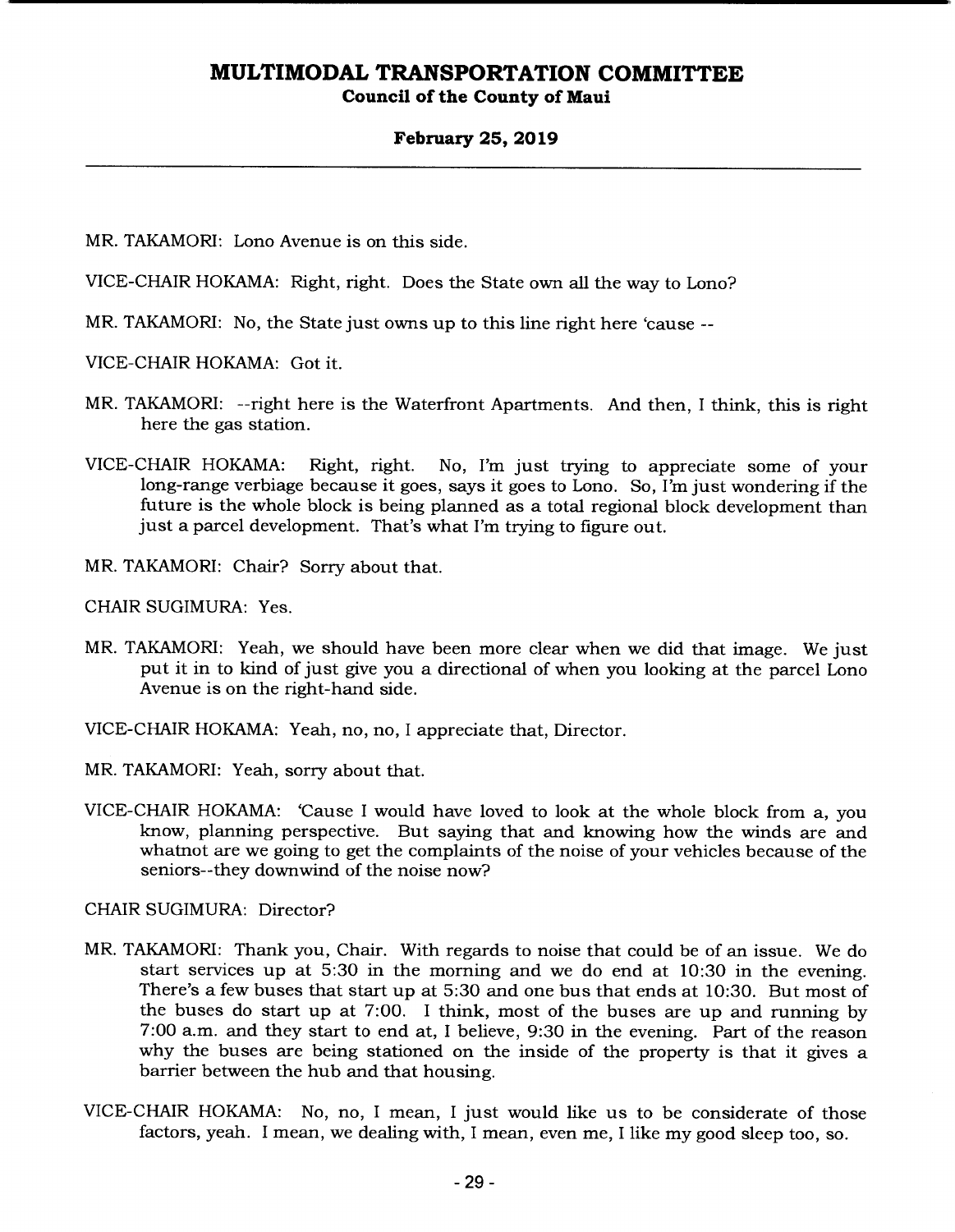MR. TAKAMORI: Lono Avenue is on this side.

VICE-CHAIR HOKAMA: Right, right. Does the State own all the way to Lono?

MR. TAKAMORI: No, the State just owns up to this line right here 'cause --

VICE-CHAIR HOKAMA: Got it.

MR. TAKAMORI: --right here is the Waterfront Apartments. And then, I think, this is right here the gas station.

VICE-CHAIR HOKAMA: Right, right. No, I'm just trying to appreciate some of your long-range verbiage because it goes, says it goes to Lono. So, I'm just wondering if the future is the whole block is being planned as a total regional block development than just a parcel development. That's what I'm trying to figure out.

MR. TAKAMORI: Chair? Sorry about that.

CHAIR SUGIMURA: Yes.

MR. TAKAMORI: Yeah, we should have been more clear when we did that image. We just put it in to kind of just give you a directional of when you looking at the parcel Lono Avenue is on the right-hand side.

VICE-CHAIR HOKAMA: Yeah, no, no, I appreciate that, Director.

MR. TAKAMORI: Yeah, sorry about that.

VICE-CHAIR HOKAMA: 'Cause I would have loved to look at the whole block from a, you know, planning perspective. But saying that and knowing how the winds are and whatnot are we going to get the complaints of the noise of your vehicles because of the seniors--they downwind of the noise now?

CHAIR SUGIMURA: Director?

MR. TAKAMORI: Thank you, Chair. With regards to noise that could be of an issue. We do start services up at 5:30 in the morning and we do end at 10:30 in the evening. There's a few buses that start up at 5:30 and one bus that ends at 10:30. But most of the buses do start up at 7:00. I think, most of the buses are up and running by 7:00 a.m. and they start to end at, I believe, 9:30 in the evening. Part of the reason why the buses are being stationed on the inside of the property is that it gives a barrier between the hub and that housing.

VICE-CHAIR HOKAMA: No, no, I mean, I just would like us to be considerate of those factors, yeah. I mean, we dealing with, I mean, even me, I like my good sleep too, so.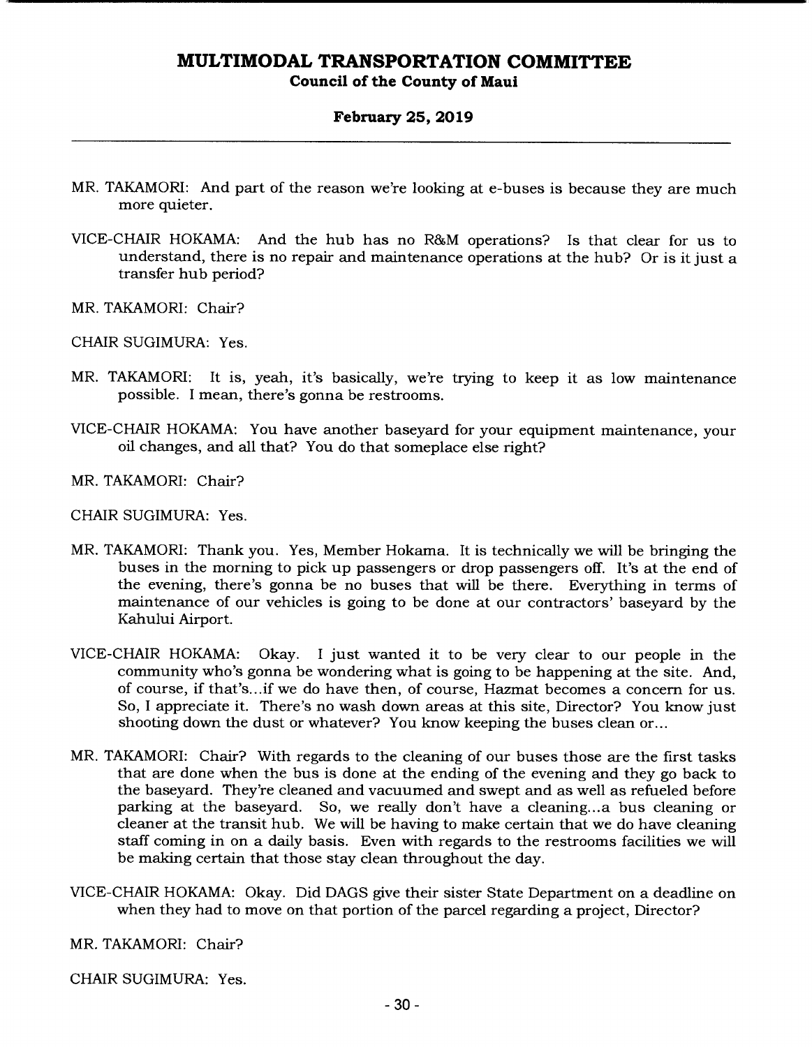MR. TAKAMORI: And part of the reason we're looking at e-buses is because they are much more quieter.

VICE-CHAIR HOKAMA: And the hub has no R&M operations? Is that clear for us to understand, there is no repair and maintenance operations at the hub? Or is it just a transfer hub period?

MR. TAKAMORI: Chair?

CHAIR SUGIMURA: Yes.

MR. TAKAMORI: It is, yeah, it's basically, we're trying to keep it as low maintenance possible. I mean, there's gonna be restrooms.

VICE-CHAIR HOKAMA: You have another baseyard for your equipment maintenance, your oil changes, and all that? You do that someplace else right?

MR. TAKAMORI: Chair?

CHAIR SUGIMURA: Yes.

MR. TAKAMORI: Thank you. Yes, Member Hokama. It is technically we will be bringing the buses in the morning to pick up passengers or drop passengers off. It's at the end of the evening, there's gonna be no buses that will be there. Everything in terms of maintenance of our vehicles is going to be done at our contractors' baseyard by the Kahului Airport.

VICE-CHAIR HOKAMA: Okay. I just wanted it to be very clear to our people in the community who's gonna be wondering what is going to be happening at the site. And, of course, if that's...if we do have then, of course, Hazmat becomes a concern for us. So, I appreciate it. There's no wash down areas at this site, Director? You know just shooting down the dust or whatever? You know keeping the buses clean or...

MR. TAKAMORI: Chair? With regards to the cleaning of our buses those are the first tasks that are done when the bus is done at the ending of the evening and they go back to the baseyard. They're cleaned and vacuumed and swept and as well as refueled before parking at the baseyard. So, we really don't have a cleaning...a bus cleaning or cleaner at the transit hub. We will be having to make certain that we do have cleaning staff coming in on a daily basis. Even with regards to the restrooms facilities we will be making certain that those stay clean throughout the day.

VICE-CHAIR HOKAMA: Okay. Did DAGS give their sister State Department on a deadline on when they had to move on that portion of the parcel regarding a project, Director?

MR. TAKAMORI: Chair?

CHAIR SUGIMURA: Yes.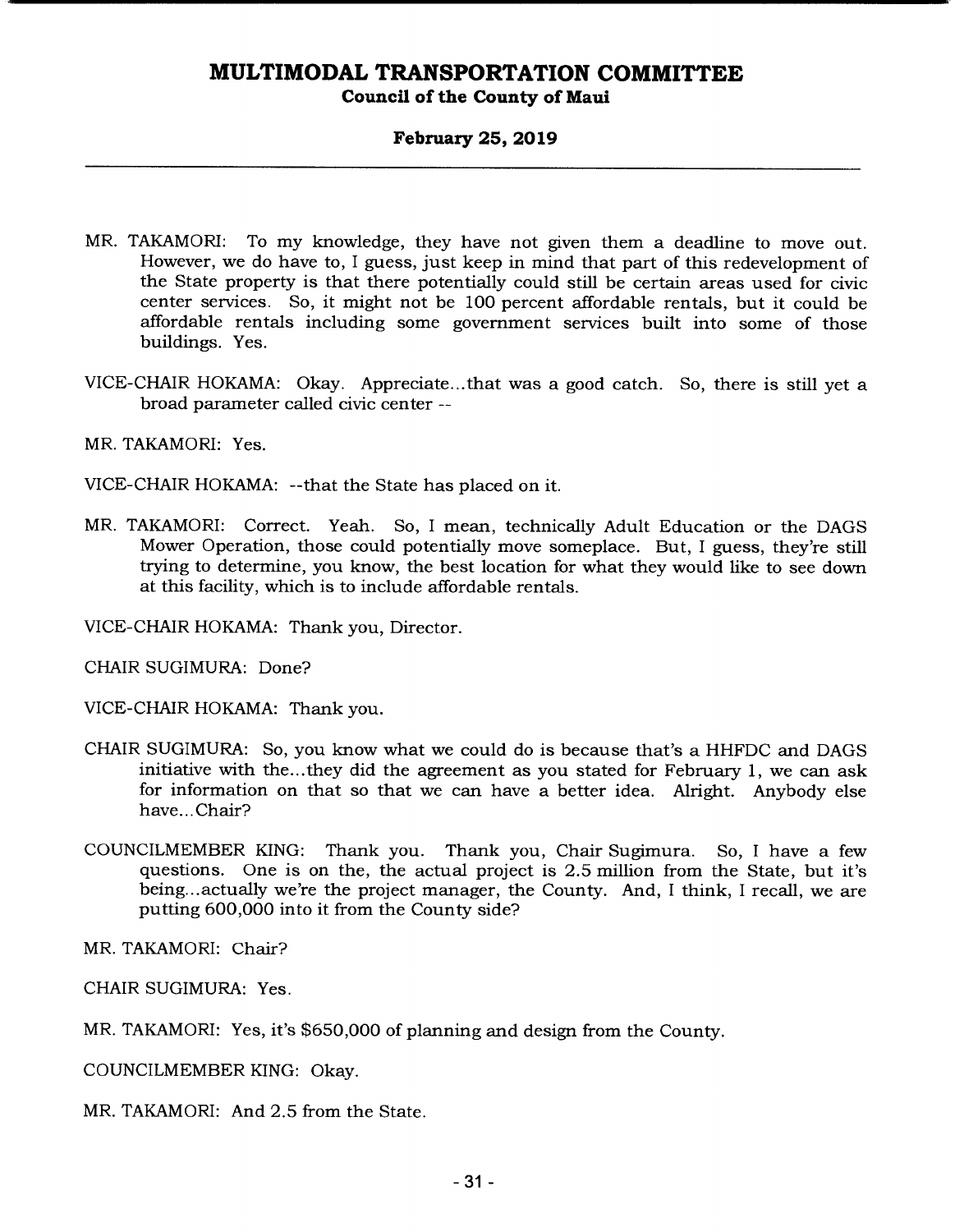MR. TAKAMORI: To my knowledge, they have not given them a deadline to move out. However, we do have to, I guess, just keep in mind that part of this redevelopment of the State property is that there potentially could still be certain areas used for civic center services. So, it might not be 100 percent affordable rentals, but it could be affordable rentals including some government services built into some of those buildings. Yes.

VICE-CHAIR HOKAMA: Okay. Appreciate...that was a good catch. So, there is still yet a broad parameter called civic center --

MR. TAKAMORI: Yes.

VICE-CHAIR HOKAMA: --that the State has placed on it.

MR. TAKAMORI: Correct. Yeah. So, I mean, technically Adult Education or the DAGS Mower Operation, those could potentially move someplace. But, I guess, they're still trying to determine, you know, the best location for what they would like to see down at this facility, which is to include affordable rentals.

VICE-CHAIR HOKAMA: Thank you, Director.

CHAIR SUGIMURA: Done?

VICE-CHAIR HOKAMA: Thank you.

CHAIR SUGIMURA: So, you know what we could do is because that's a HHFDC and DAGS initiative with the...they did the agreement as you stated for February 1, we can ask for information on that so that we can have a better idea. Alright. Anybody else have...Chair?

COUNCILMEMBER KING: Thank you. Thank you, Chair Sugimura. So, I have a few questions. One is on the, the actual project is 2.5 million from the State, but it's being...actually we're the project manager, the County. And, I think, I recall, we are putting 600,000 into it from the County side?

MR. TAKAMORI: Chair?

CHAIR SUGIMURA: Yes.

MR. TAKAMORI: Yes, it's $650,000 of planning and design from the County.

COUNCILMEMBER KING: Okay.

MR. TAKAMORI: And 2.5 from the State.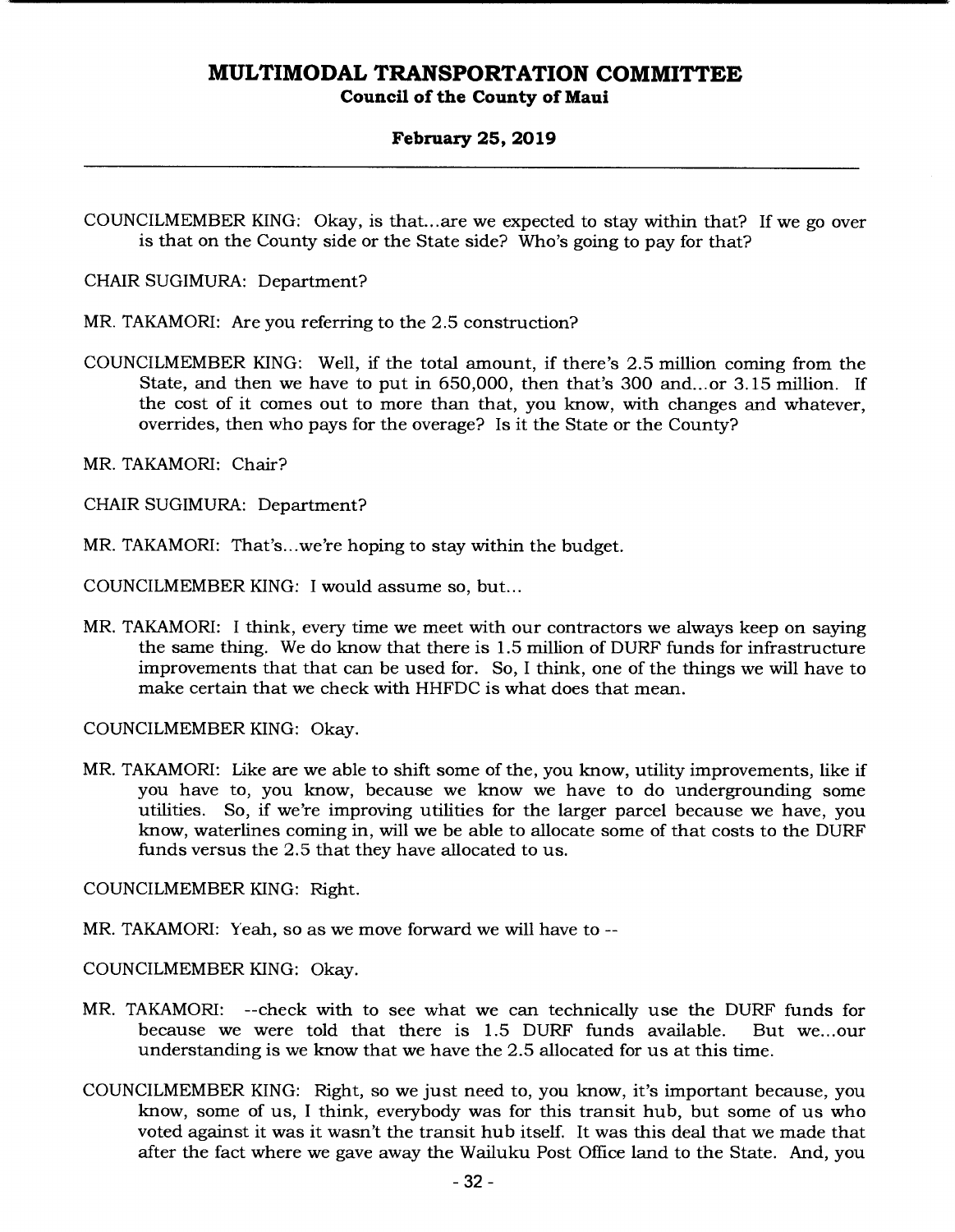COUNCILMEMBER KING: Okay, is that...are we expected to stay within that? If we go over is that on the County side or the State side? Who's going to pay for that?

CHAIR SUGIMURA: Department?

MR. TAKAMORI: Are you referring to the 2.5 construction?

COUNCILMEMBER KING: Well, if the total amount, if there's 2.5 million coming from the State, and then we have to put in 650,000, then that's 300 and...or 3.15 million. If the cost of it comes out to more than that, you know, with changes and whatever, overrides, then who pays for the overage? Is it the State or the County?

MR. TAKAMORI: Chair?

CHAIR SUGIMURA: Department?

MR. TAKAMORI: That's...we're hoping to stay within the budget.

COUNCILMEMBER KING: I would assume so, but...

MR. TAKAMORI: I think, every time we meet with our contractors we always keep on saying the same thing. We do know that there is 1.5 million of DURF funds for infrastructure improvements that that can be used for. So, I think, one of the things we will have to make certain that we check with HHFDC is what does that mean.

COUNCILMEMBER KING: Okay.

MR. TAKAMORI: Like are we able to shift some of the, you know, utility improvements, like if you have to, you know, because we know we have to do undergrounding some utilities. So, if we're improving utilities for the larger parcel because we have, you know, waterlines coming in, will we be able to allocate some of that costs to the DURF funds versus the 2.5 that they have allocated to us.

COUNCILMEMBER KING: Right.

MR. TAKAMORI: Yeah, so as we move forward we will have to --

COUNCILMEMBER KING: Okay.

MR. TAKAMORI: --check with to see what we can technically use the DURF funds for because we were told that there is 1.5 DURF funds available. But we...our understanding is we know that we have the 2.5 allocated for us at this time.

COUNCILMEMBER KING: Right, so we just need to, you know, it's important because, you know, some of us, I think, everybody was for this transit hub, but some of us who voted against it was it wasn't the transit hub itself. It was this deal that we made that after the fact where we gave away the Wailuku Post Office land to the State. And, you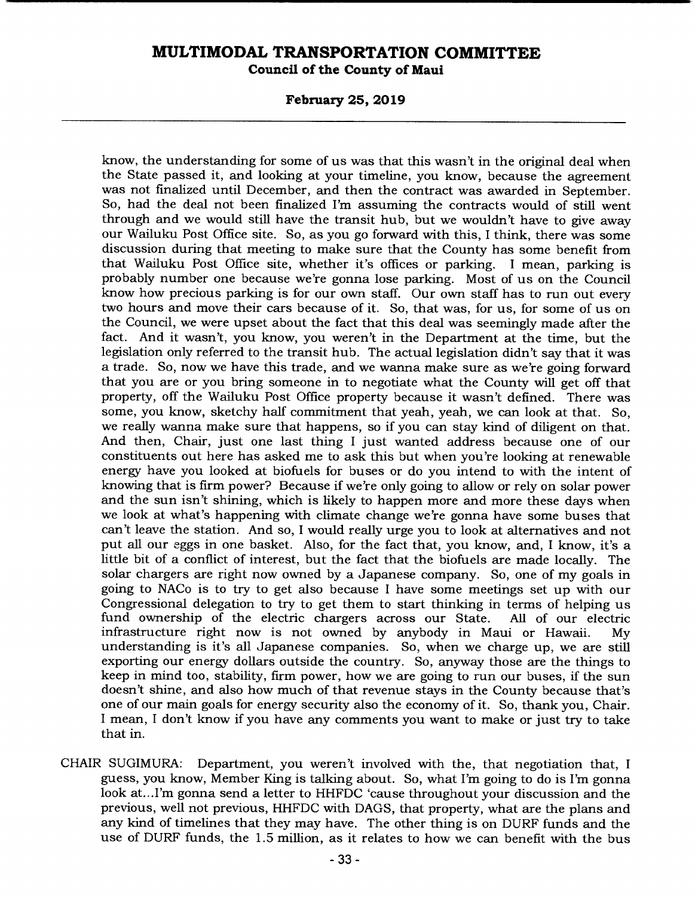know, the understanding for some of us was that this wasn't in the original deal when the State passed it, and looking at your timeline, you know, because the agreement was not finalized until December, and then the contract was awarded in September. So, had the deal not been finalized I'm assuming the contracts would of still went through and we would still have the transit hub, but we wouldn't have to give away our Wailuku Post Office site. So, as you go forward with this, I think, there was some discussion during that meeting to make sure that the County has some benefit from that Wailuku Post Office site, whether it's offices or parking. I mean, parking is probably number one because we're gonna lose parking. Most of us on the Council know how precious parking is for our own staff. Our own staff has to run out every two hours and move their cars because of it. So, that was, for us, for some of us on the Council, we were upset about the fact that this deal was seemingly made after the fact. And it wasn't, you know, you weren't in the Department at the time, but the legislation only referred to the transit hub. The actual legislation didn't say that it was a trade. So, now we have this trade, and we wanna make sure as we're going forward that you are or you bring someone in to negotiate what the County will get off that property, off the Wailuku Post Office property because it wasn't defined. There was some, you know, sketchy half commitment that yeah, yeah, we can look at that. So, we really wanna make sure that happens, so if you can stay kind of diligent on that. And then, Chair, just one last thing I just wanted address because one of our constituents out here has asked me to ask this but when you're looking at renewable energy have you looked at biofuels for buses or do you intend to with the intent of knowing that is firm power? Because if we're only going to allow or rely on solar power and the sun isn't shining, which is likely to happen more and more these days when we look at what's happening with climate change we're gonna have some buses that can't leave the station. And so, I would really urge you to look at alternatives and not put all our eggs in one basket. Also, for the fact that, you know, and, I know, it's a little bit of a conflict of interest, but the fact that the biofuels are made locally. The solar chargers are right now owned by a Japanese company. So, one of my goals in going to NACo is to try to get also because I have some meetings set up with our Congressional delegation to try to get them to start thinking in terms of helping us fund ownership of the electric chargers across our State. All of our electric infrastructure right now is not owned by anybody in Maui or Hawaii. My understanding is it's all Japanese companies. So, when we charge up, we are still exporting our energy dollars outside the country. So, anyway those are the things to keep in mind too, stability, firm power, how we are going to run our buses, if the sun doesn't shine, and also how much of that revenue stays in the County because that's one of our main goals for energy security also the economy of it. So, thank you, Chair. I mean, I don't know if you have any comments you want to make or just try to take that in.

CHAIR SUGIMURA: Department, you weren't involved with the, that negotiation that, I guess, you know, Member King is talking about. So, what I'm going to do is I'm gonna look at...I'm gonna send a letter to HHFDC 'cause throughout your discussion and the previous, well not previous, HHFDC with DAGS, that property, what are the plans and any kind of timelines that they may have. The other thing is on DURF funds and the use of DURF funds, the 1.5 million, as it relates to how we can benefit with the bus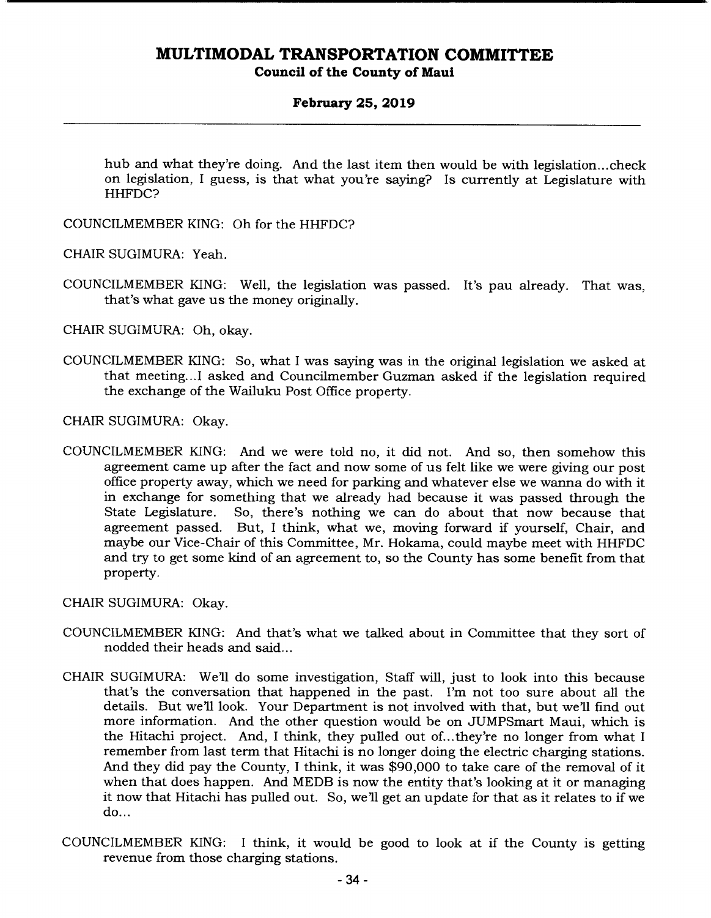hub and what they're doing. And the last item then would be with legislation...check on legislation, I guess, is that what you're saying? Is currently at Legislature with HHFDC?

COUNCILMEMBER KING: Oh for the HHFDC?

CHAIR SUGIMURA: Yeah.

COUNCILMEMBER KING: Well, the legislation was passed. It's pau already. That was, that's what gave us the money originally.

CHAIR SUGIMURA: Oh, okay.

COUNCILMEMBER KING: So, what I was saying was in the original legislation we asked at that meeting...I asked and Councilmember Guzman asked if the legislation required the exchange of the Wailuku Post Office property.

CHAIR SUGIMURA: Okay.

COUNCILMEMBER KING: And we were told no, it did not. And so, then somehow this agreement came up after the fact and now some of us felt like we were giving our post office property away, which we need for parking and whatever else we wanna do with it in exchange for something that we already had because it was passed through the State Legislature. So, there's nothing we can do about that now because that agreement passed. But, I think, what we, moving forward if yourself, Chair, and maybe our Vice-Chair of this Committee, Mr. Hokama, could maybe meet with HHFDC and try to get some kind of an agreement to, so the County has some benefit from that property.

CHAIR SUGIMURA: Okay.

COUNCILMEMBER KING: And that's what we talked about in Committee that they sort of nodded their heads and said...

CHAIR SUGIMURA: We'll do some investigation, Staff will, just to look into this because that's the conversation that happened in the past. I'm not too sure about all the details. But we'll look. Your Department is not involved with that, but we'll find out more information. And the other question would be on JUMPSmart Maui, which is the Hitachi project. And, I think, they pulled out of...they're no longer from what I remember from last term that Hitachi is no longer doing the electric charging stations. And they did pay the County, I think, it was $90,000 to take care of the removal of it when that does happen. And MEDB is now the entity that's looking at it or managing it now that Hitachi has pulled out. So, we'll get an update for that as it relates to if we do...

COUNCILMEMBER KING: I think, it would be good to look at if the County is getting revenue from those charging stations.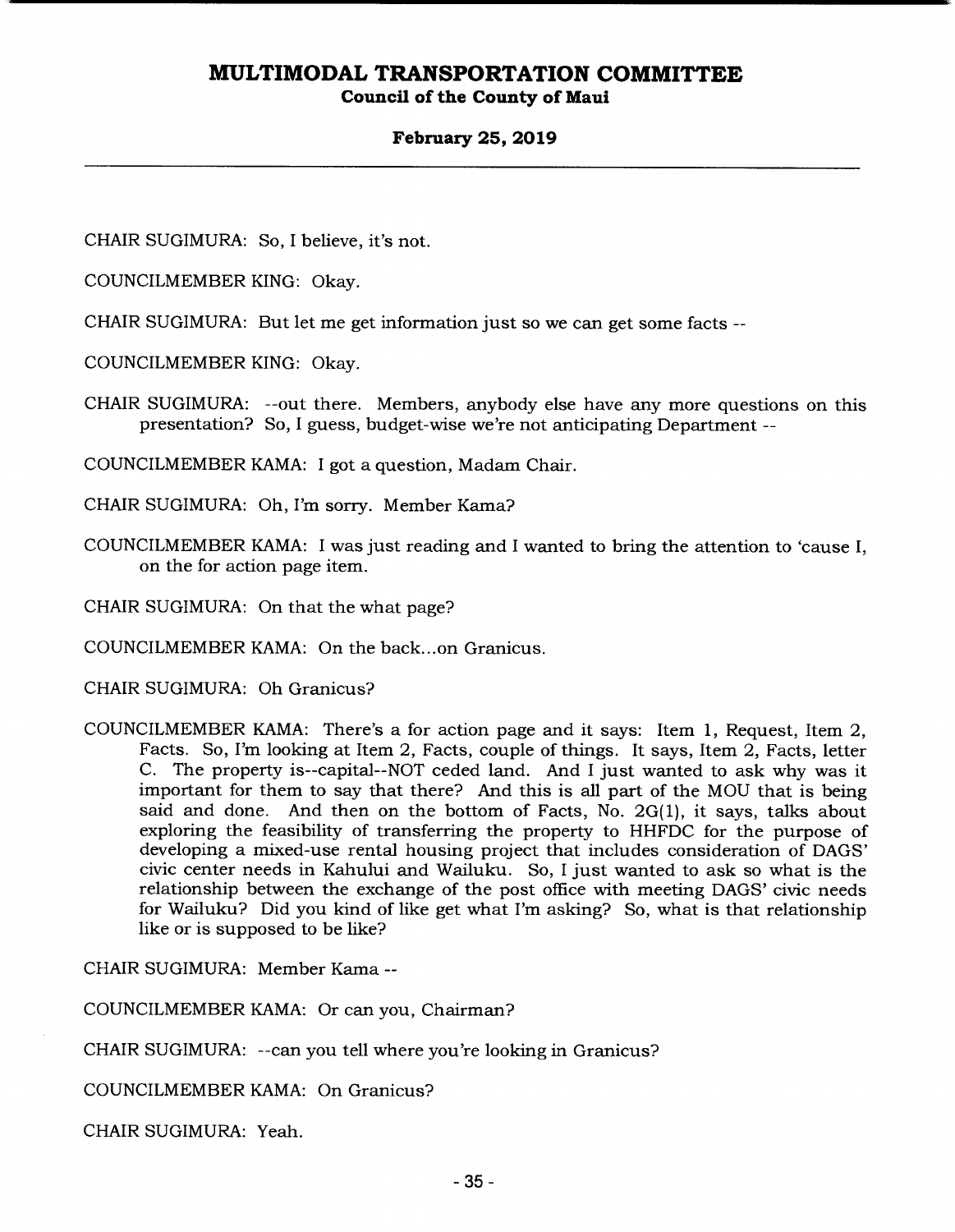CHAIR SUGIMURA: So, I believe, it's not.

COUNCILMEMBER KING: Okay.

CHAIR SUGIMURA: But let me get information just so we can get some facts --

COUNCILMEMBER KING: Okay.

CHAIR SUGIMURA: --out there. Members, anybody else have any more questions on this presentation? So, I guess, budget-wise we're not anticipating Department --

COUNCILMEMBER KAMA: I got a question, Madam Chair.

CHAIR SUGIMURA: Oh, I'm sorry. Member Kama?

COUNCILMEMBER KAMA: I was just reading and I wanted to bring the attention to 'cause I, on the for action page item.

CHAIR SUGIMURA: On that the what page?

COUNCILMEMBER KAMA: On the back...on Granicus.

CHAIR SUGIMURA: Oh Granicus?

COUNCILMEMBER KAMA: There's a for action page and it says: Item 1, Request, Item 2, Facts. So, I'm looking at Item 2, Facts, couple of things. It says, Item 2, Facts, letter C. The property is--capital--NOT ceded land. And I just wanted to ask why was it important for them to say that there? And this is all part of the MOU that is being said and done. And then on the bottom of Facts, No. 2G(1), it says, talks about exploring the feasibility of transferring the property to HHFDC for the purpose of developing a mixed-use rental housing project that includes consideration of DAGS' civic center needs in Kahului and Wailuku. So, I just wanted to ask so what is the relationship between the exchange of the post office with meeting DAGS' civic needs for Wailuku? Did you kind of like get what I'm asking? So, what is that relationship like or is supposed to be like?

CHAIR SUGIMURA: Member Kama --

COUNCILMEMBER KAMA: Or can you, Chairman?

CHAIR SUGIMURA: --can you tell where you're looking in Granicus?

COUNCILMEMBER KAMA: On Granicus?

CHAIR SUGIMURA: Yeah.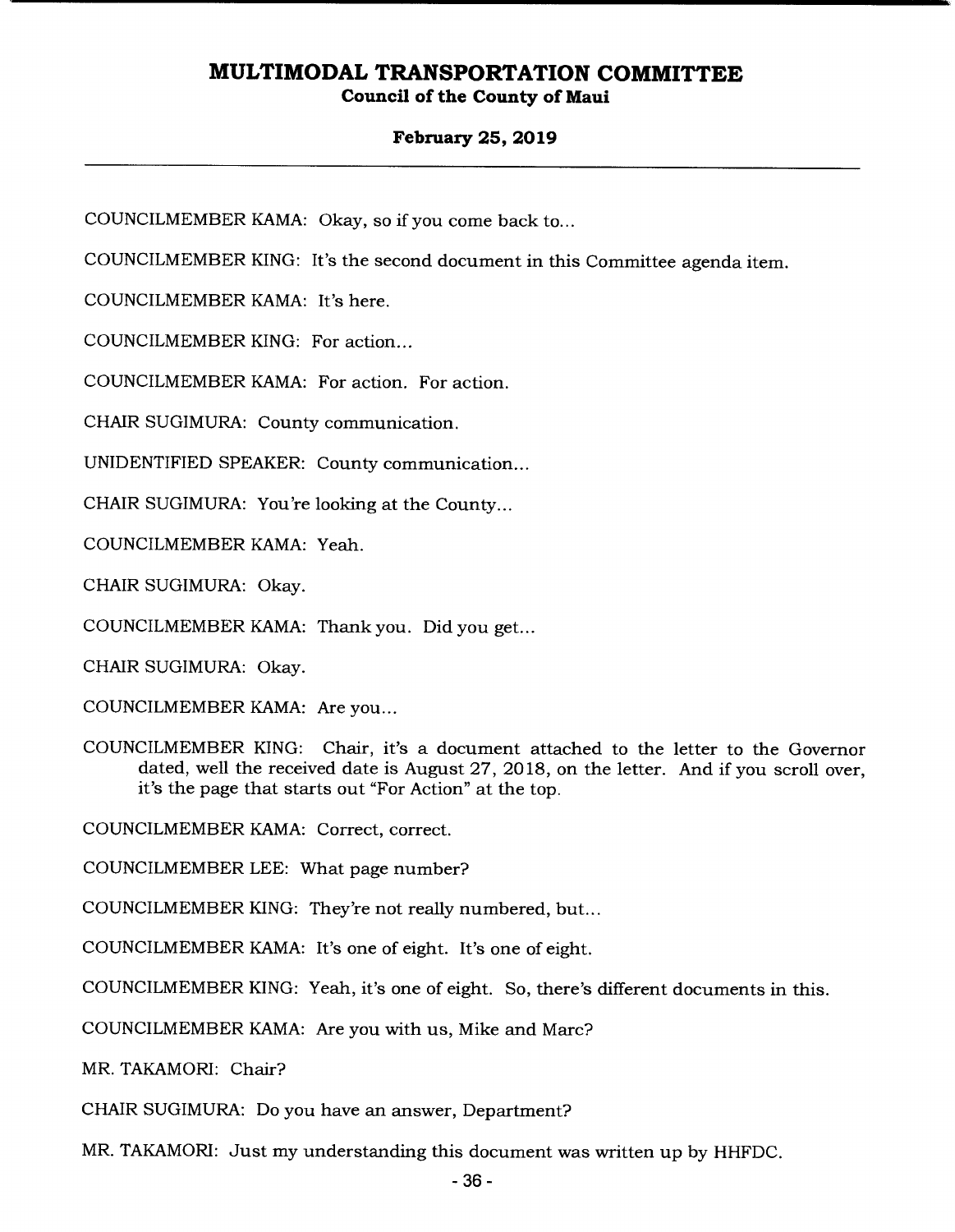COUNCILMEMBER KAMA: Okay, so if you come back to...

COUNCILMEMBER KING: It's the second document in this Committee agenda item.

COUNCILMEMBER KAMA: It's here.

COUNCILMEMBER KING: For action...

COUNCILMEMBER KAMA: For action. For action.

CHAIR SUGIMURA: County communication.

UNIDENTIFIED SPEAKER: County communication...

CHAIR SUGIMURA: You're looking at the County...

COUNCILMEMBER KAMA: Yeah.

CHAIR SUGIMURA: Okay.

COUNCILMEMBER KAMA: Thank you. Did you get...

CHAIR SUGIMURA: Okay.

COUNCILMEMBER KAMA: Are you...

COUNCILMEMBER KING: Chair, it's a document attached to the letter to the Governor dated, well the received date is August 27, 2018, on the letter. And if you scroll over, it's the page that starts out "For Action" at the top.

COUNCILMEMBER KAMA: Correct, correct.

COUNCILMEMBER LEE: What page number?

COUNCILMEMBER KING: They're not really numbered, but...

COUNCILMEMBER KAMA: It's one of eight. It's one of eight.

COUNCILMEMBER KING: Yeah, it's one of eight. So, there's different documents in this.

COUNCILMEMBER KAMA: Are you with us, Mike and Marc?

MR. TAKAMORI: Chair?

CHAIR SUGIMURA: Do you have an answer, Department?

MR. TAKAMORI: Just my understanding this document was written up by HHFDC.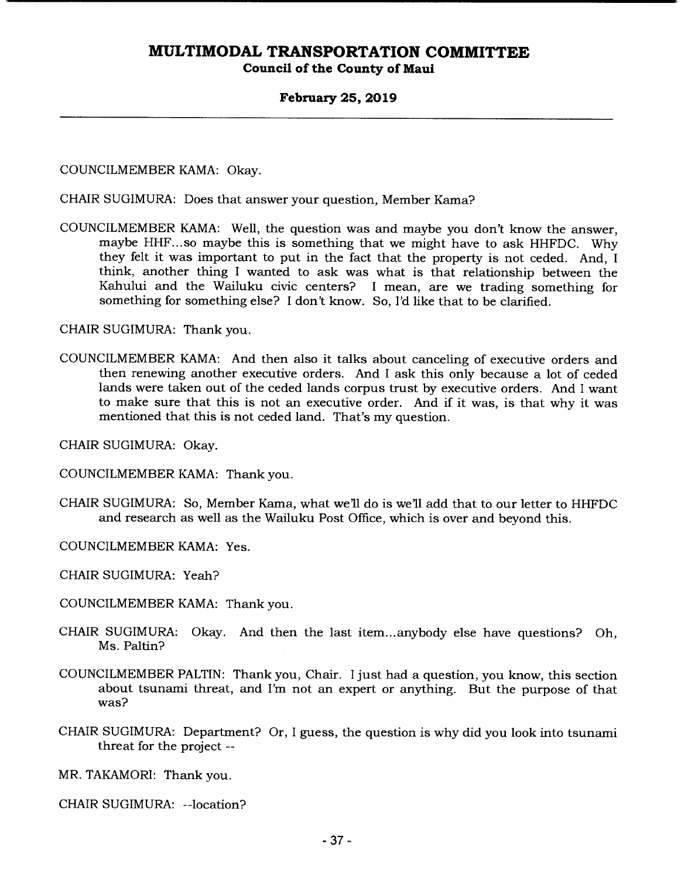COUNCILMEMBER KAMA: Okay.

CHAIR SUGIMURA: Does that answer your question, Member Kama?

COUNCILMEMBER KAMA: Well, the question was and maybe you don't know the answer, maybe HHF...so maybe this is something that we might have to ask HHFDC. Why they felt it was important to put in the fact that the property is not ceded. And, I think, another thing I wanted to ask was what is that relationship between the Kahului and the Wailuku civic centers? I mean, are we trading something for something for something else? I don't know. So, I'd like that to be clarified.

CHAIR SUGIMURA: Thank you.

COUNCILMEMBER KAMA: And then also it talks about canceling of executive orders and then renewing another executive orders. And I ask this only because a lot of ceded lands were taken out of the ceded lands corpus trust by executive orders. And I want to make sure that this is not an executive order. And if it was, is that why it was mentioned that this is not ceded land. That's my question.

CHAIR SUGIMURA: Okay.

COUNCILMEMBER KAMA: Thank you.

CHAIR SUGIMURA: So, Member Kama, what we'll do is we'll add that to our letter to HHFDC and research as well as the Wailuku Post Office, which is over and beyond this.

COUNCILMEMBER KAMA: Yes.

CHAIR SUGIMURA: Yeah?

COUNCILMEMBER KAMA: Thank you.

CHAIR SUGIMURA: Okay. And then the last item...anybody else have questions? Oh, Ms. Paltin?

COUNCILMEMBER PALTIN: Thank you, Chair. I just had a question, you know, this section about tsunami threat, and I'm not an expert or anything. But the purpose of that was?

CHAIR SUGIMURA: Department? Or, I guess, the question is why did you look into tsunami threat for the project --

MR. TAKAMORI: Thank you.

CHAIR SUGIMURA: --location?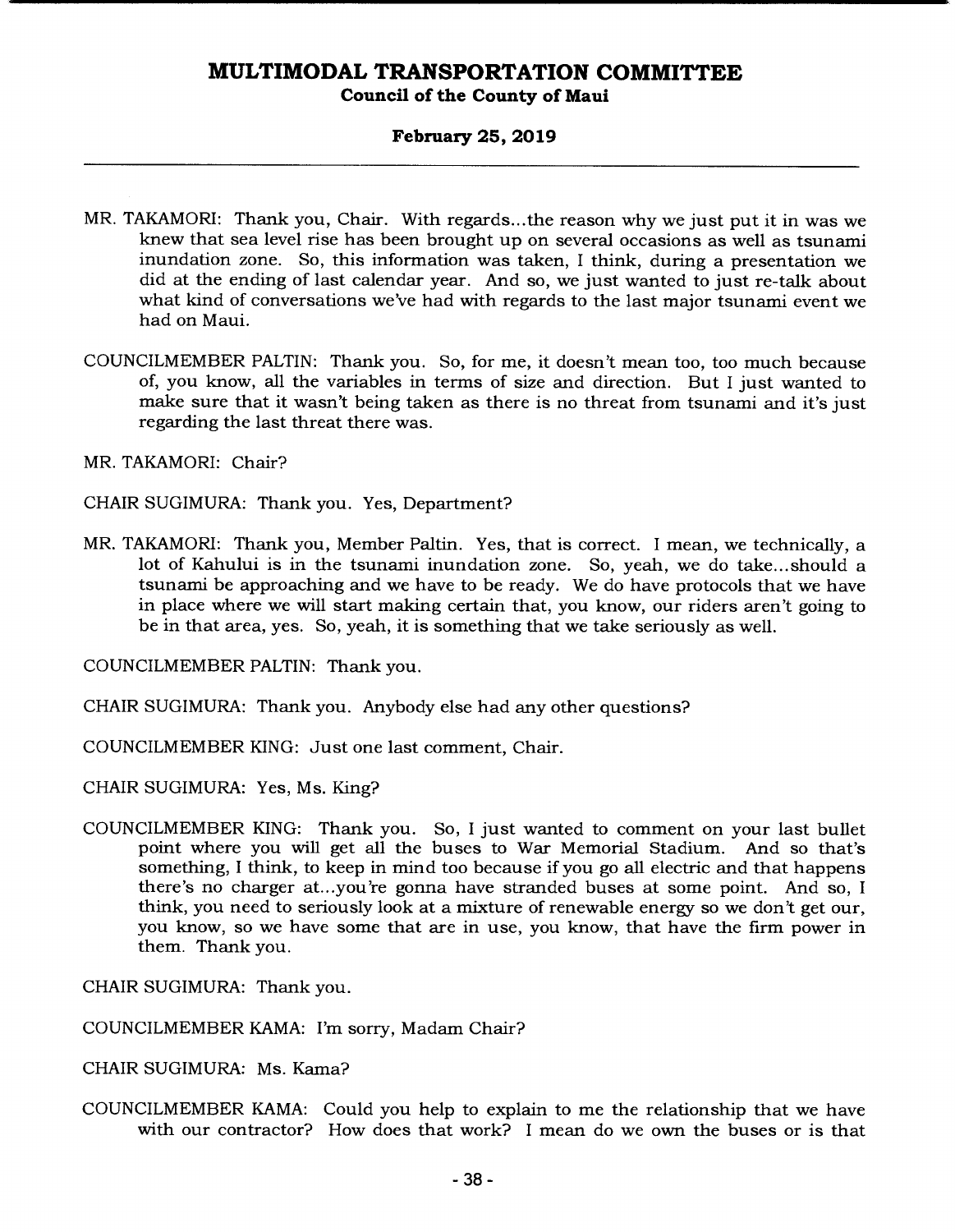MR. TAKAMORI: Thank you, Chair. With regards...the reason why we just put it in was we knew that sea level rise has been brought up on several occasions as well as tsunami inundation zone. So, this information was taken, I think, during a presentation we did at the ending of last calendar year. And so, we just wanted to just re-talk about what kind of conversations we've had with regards to the last major tsunami event we had on Maui.

COUNCILMEMBER PALTIN: Thank you. So, for me, it doesn't mean too, too much because of, you know, all the variables in terms of size and direction. But I just wanted to make sure that it wasn't being taken as there is no threat from tsunami and it's just regarding the last threat there was.

MR. TAKAMORI: Chair?

CHAIR SUGIMURA: Thank you. Yes, Department?

MR. TAKAMORI: Thank you, Member Paltin. Yes, that is correct. I mean, we technically, a lot of Kahului is in the tsunami inundation zone. So, yeah, we do take...should a tsunami be approaching and we have to be ready. We do have protocols that we have in place where we will start making certain that, you know, our riders aren't going to be in that area, yes. So, yeah, it is something that we take seriously as well.

COUNCILMEMBER PALTIN: Thank you.

CHAIR SUGIMURA: Thank you. Anybody else had any other questions?

COUNCILMEMBER KING: Just one last comment, Chair.

CHAIR SUGIMURA: Yes, Ms. King?

COUNCILMEMBER KING: Thank you. So, I just wanted to comment on your last bullet point where you will get all the buses to War Memorial Stadium. And so that's something, I think, to keep in mind too because if you go all electric and that happens there's no charger at...you're gonna have stranded buses at some point. And so, I think, you need to seriously look at a mixture of renewable energy so we don't get our, you know, so we have some that are in use, you know, that have the firm power in them. Thank you.

CHAIR SUGIMURA: Thank you.

COUNCILMEMBER KAMA: I'm sorry, Madam Chair?

CHAIR SUGIMURA: Ms. Kama?

COUNCILMEMBER KAMA: Could you help to explain to me the relationship that we have with our contractor? How does that work? I mean do we own the buses or is that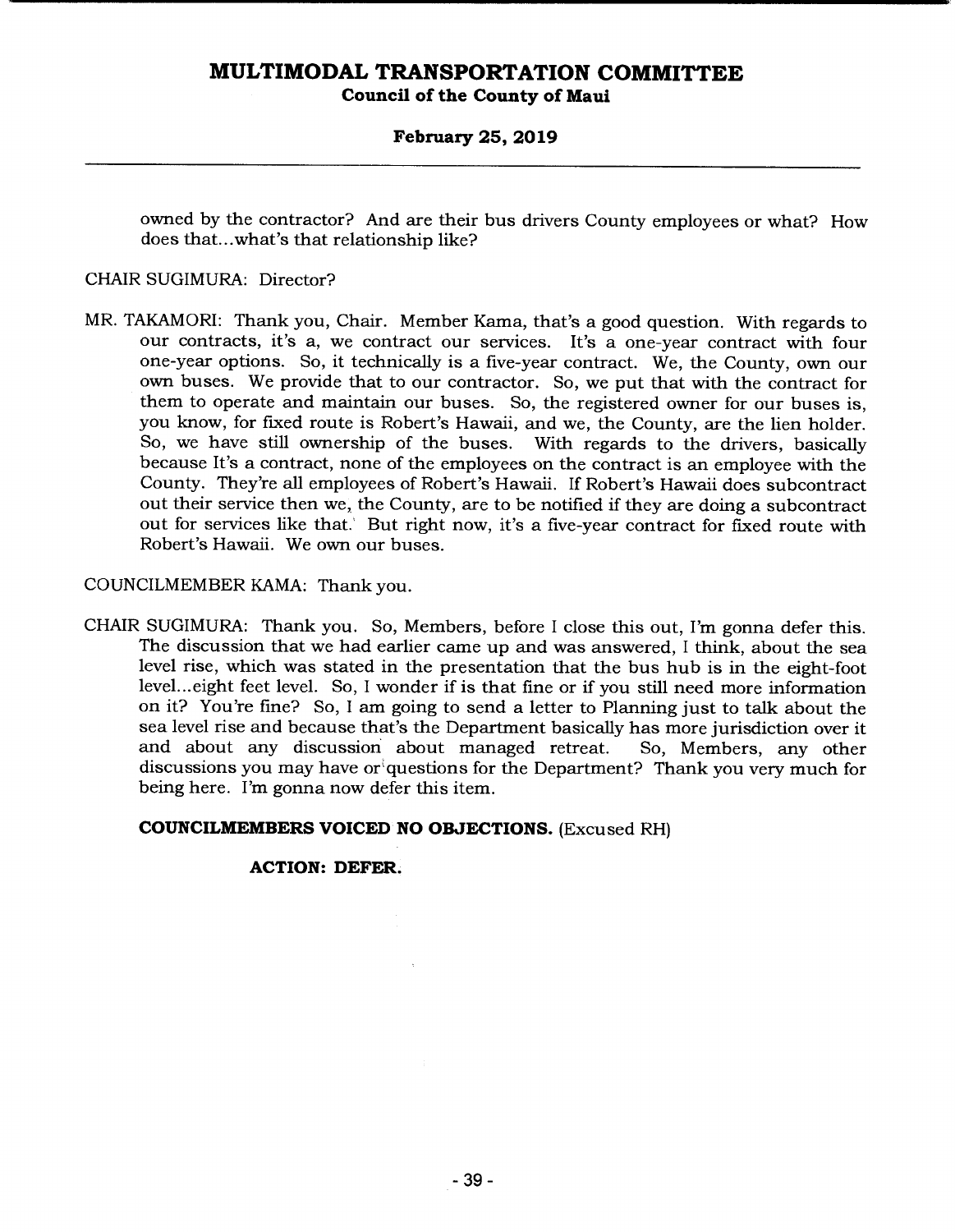owned by the contractor? And are their bus drivers County employees or what? How does that...what's that relationship like?

CHAIR SUGIMURA: Director?

MR. TAKAMORI: Thank you, Chair. Member Kama, that's a good question. With regards to our contracts, it's a, we contract our services. It's a one-year contract with four one-year options. So, it technically is a five-year contract. We, the County, own our own buses. We provide that to our contractor. So, we put that with the contract for them to operate and maintain our buses. So, the registered owner for our buses is, you know, for fixed route is Robert's Hawaii, and we, the County, are the lien holder. So, we have still ownership of the buses. With regards to the drivers, basically because It's a contract, none of the employees on the contract is an employee with the County. They're all employees of Robert's Hawaii. If Robert's Hawaii does subcontract out their service then we, the County, are to be notified if they are doing a subcontract out for services like that. But right now, it's a five-year contract for fixed route with Robert's Hawaii. We own our buses.

COUNCILMEMBER KAMA: Thank you.

CHAIR SUGIMURA: Thank you. So, Members, before I close this out, I'm gonna defer this. The discussion that we had earlier came up and was answered, I think, about the sea level rise, which was stated in the presentation that the bus hub is in the eight-foot level...eight feet level. So, I wonder if is that fine or if you still need more information on it? You're fine? So, I am going to send a letter to Planning just to talk about the sea level rise and because that's the Department basically has more jurisdiction over it and about any discussion about managed retreat. So, Members, any other discussions you may have or questions for the Department? Thank you very much for being here. I'm gonna now defer this item.

**COUNCILMEMBERS VOICED NO OBJECTIONS.** (Excused RH)

**ACTION: DEFER.**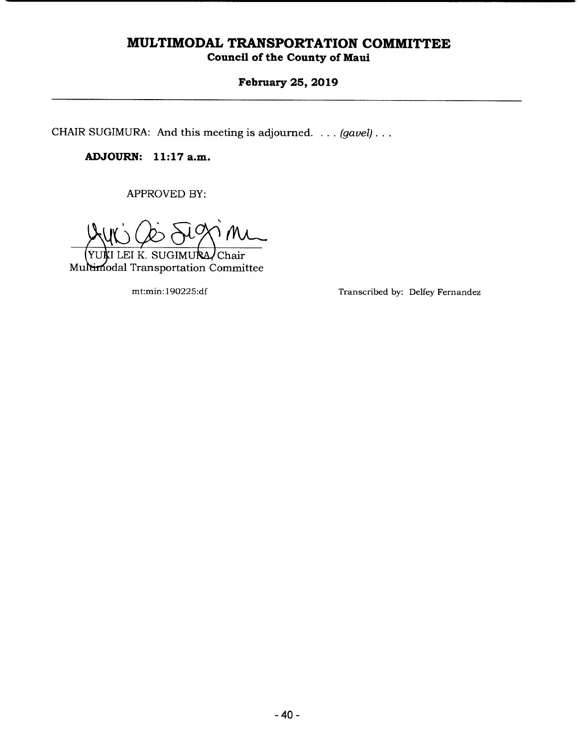CHAIR SUGIMURA: And this meeting is adjourned. . . . *(gavel)* . . .

**ADJOURN: 11:17 a.m.**

APPROVED BY:

YUKI LEI K. SUGIMURA, Chair
Multimodal Transportation Committee

mt:min:190225:df

Transcribed by: Delfey Fernandez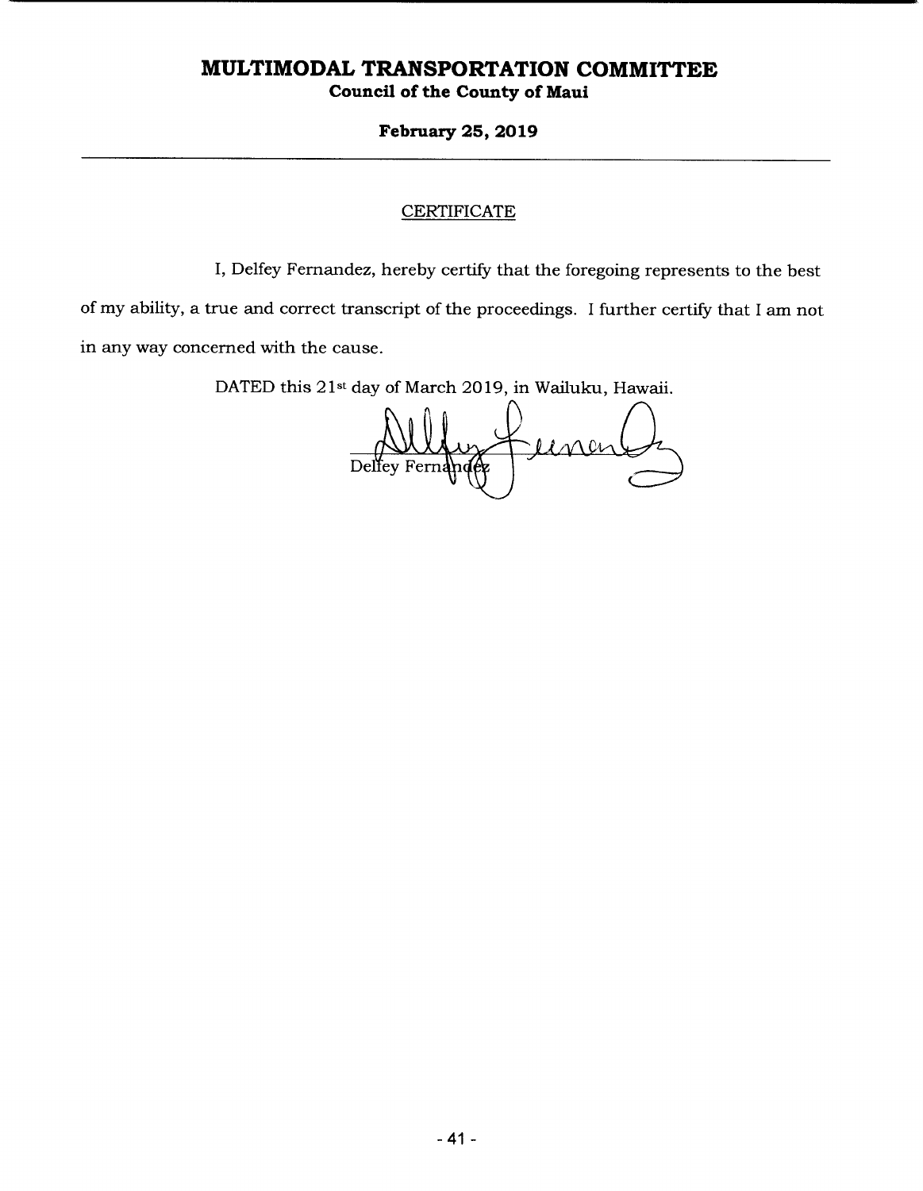# MULTIMODAL TRANSPORTATION COMMITTEE

**Council of the County of Maui**

**February 25, 2019**

---

## CERTIFICATE

I, Delfey Fernandez, hereby certify that the foregoing represents to the best of my ability, a true and correct transcript of the proceedings. I further certify that I am not in any way concerned with the cause.

DATED this 21st day of March 2019, in Wailuku, Hawaii.

Delfey Fernandez